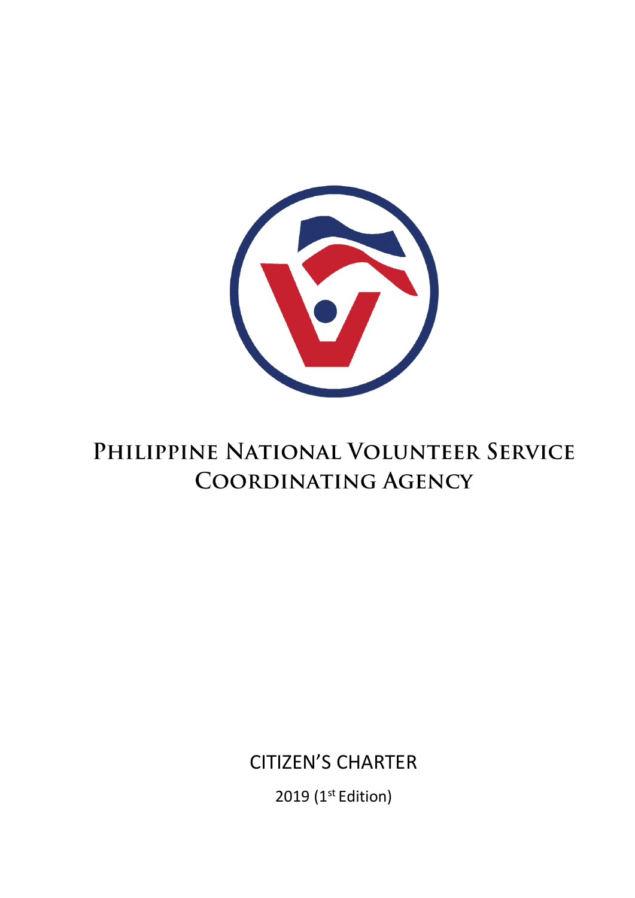# Philippine National Volunteer Service Coordinating Agency

CITIZEN'S CHARTER

2019 (1st Edition)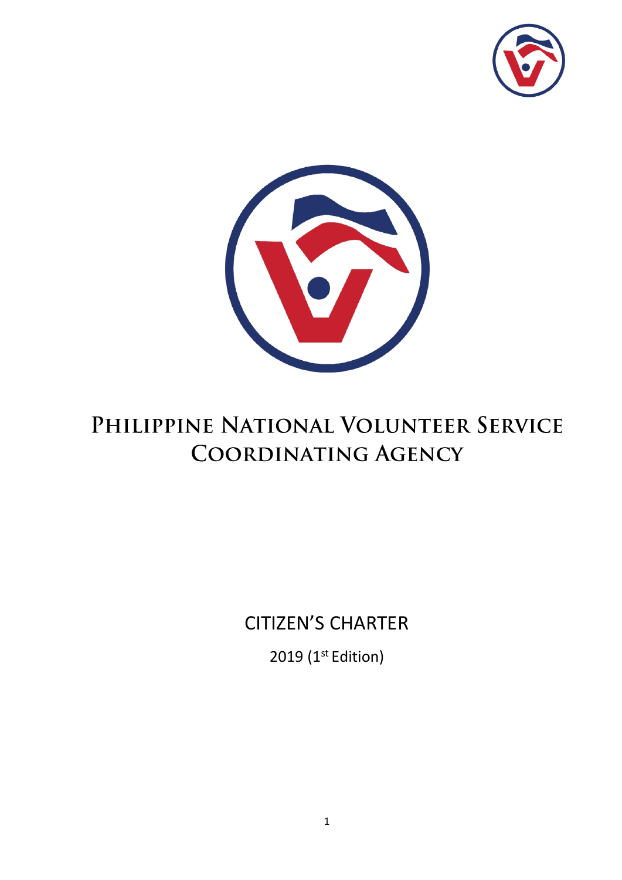# Philippine National Volunteer Service Coordinating Agency

## CITIZEN'S CHARTER

2019 (1st Edition)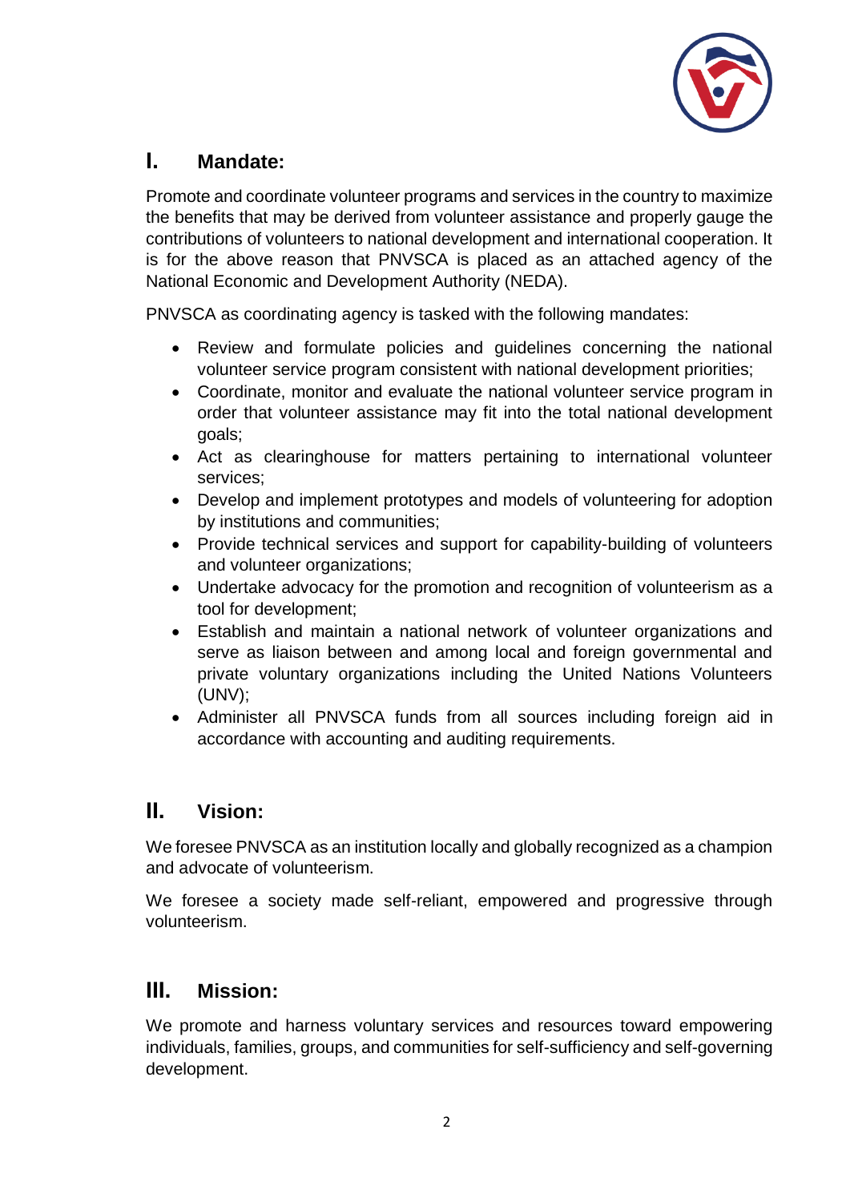## I. Mandate:

Promote and coordinate volunteer programs and services in the country to maximize the benefits that may be derived from volunteer assistance and properly gauge the contributions of volunteers to national development and international cooperation. It is for the above reason that PNVSCA is placed as an attached agency of the National Economic and Development Authority (NEDA).

PNVSCA as coordinating agency is tasked with the following mandates:

- Review and formulate policies and guidelines concerning the national volunteer service program consistent with national development priorities;
- Coordinate, monitor and evaluate the national volunteer service program in order that volunteer assistance may fit into the total national development goals;
- Act as clearinghouse for matters pertaining to international volunteer services;
- Develop and implement prototypes and models of volunteering for adoption by institutions and communities;
- Provide technical services and support for capability-building of volunteers and volunteer organizations;
- Undertake advocacy for the promotion and recognition of volunteerism as a tool for development;
- Establish and maintain a national network of volunteer organizations and serve as liaison between and among local and foreign governmental and private voluntary organizations including the United Nations Volunteers (UNV);
- Administer all PNVSCA funds from all sources including foreign aid in accordance with accounting and auditing requirements.

## II. Vision:

We foresee PNVSCA as an institution locally and globally recognized as a champion and advocate of volunteerism.

We foresee a society made self-reliant, empowered and progressive through volunteerism.

## III. Mission:

We promote and harness voluntary services and resources toward empowering individuals, families, groups, and communities for self-sufficiency and self-governing development.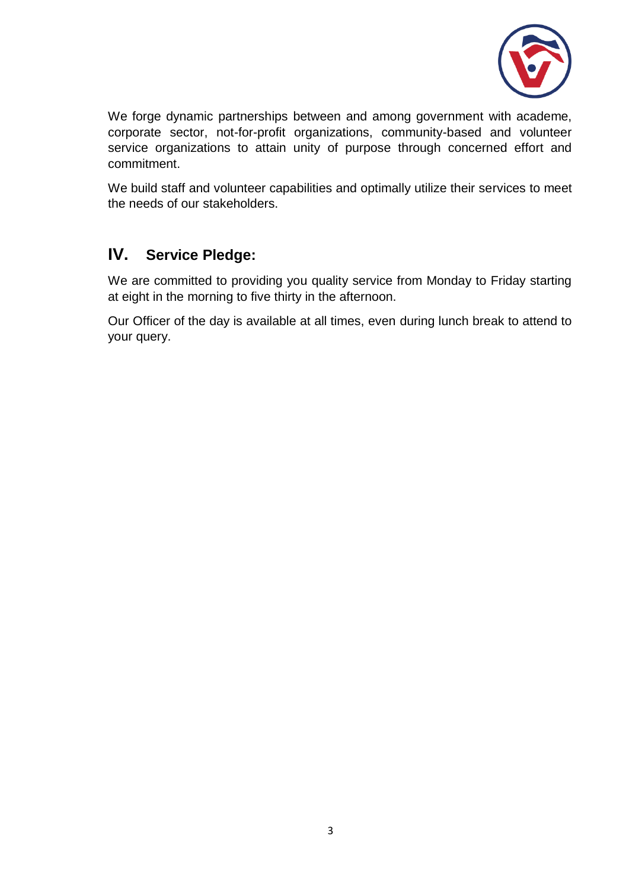We forge dynamic partnerships between and among government with academe, corporate sector, not-for-profit organizations, community-based and volunteer service organizations to attain unity of purpose through concerned effort and commitment.

We build staff and volunteer capabilities and optimally utilize their services to meet the needs of our stakeholders.

## IV. Service Pledge:

We are committed to providing you quality service from Monday to Friday starting at eight in the morning to five thirty in the afternoon.

Our Officer of the day is available at all times, even during lunch break to attend to your query.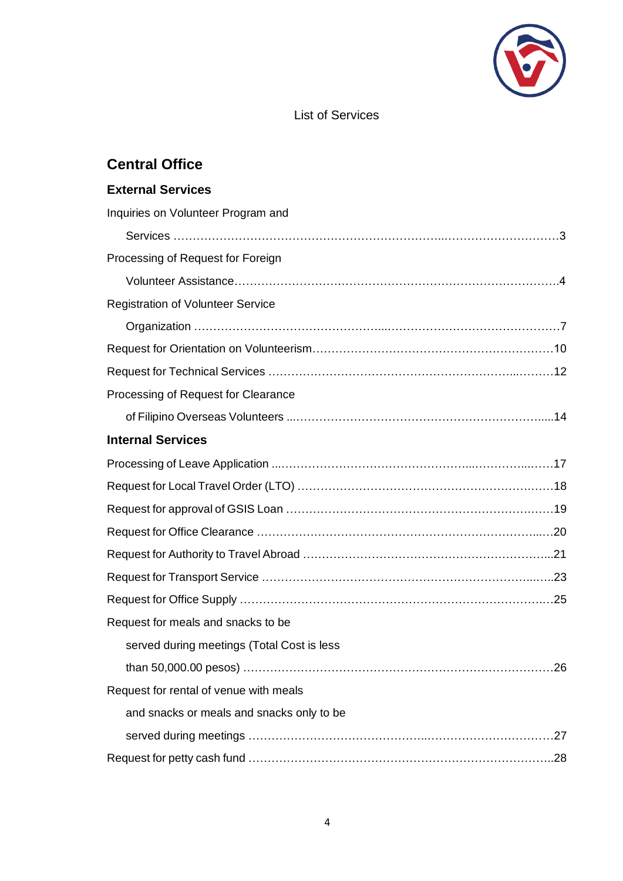List of Services

## Central Office

### External Services

Inquiries on Volunteer Program and Services ....................................3

Processing of Request for Foreign Volunteer Assistance....................................4

Registration of Volunteer Service Organization ....................................7

Request for Orientation on Volunteerism....................................10

Request for Technical Services ....................................12

Processing of Request for Clearance of Filipino Overseas Volunteers ....................................14

### Internal Services

Processing of Leave Application ....................................17

Request for Local Travel Order (LTO) ....................................18

Request for approval of GSIS Loan ....................................19

Request for Office Clearance ....................................20

Request for Authority to Travel Abroad ....................................21

Request for Transport Service ....................................23

Request for Office Supply ....................................25

Request for meals and snacks to be served during meetings (Total Cost is less than 50,000.00 pesos) ....................................26

Request for rental of venue with meals and snacks or meals and snacks only to be served during meetings ....................................27

Request for petty cash fund ....................................28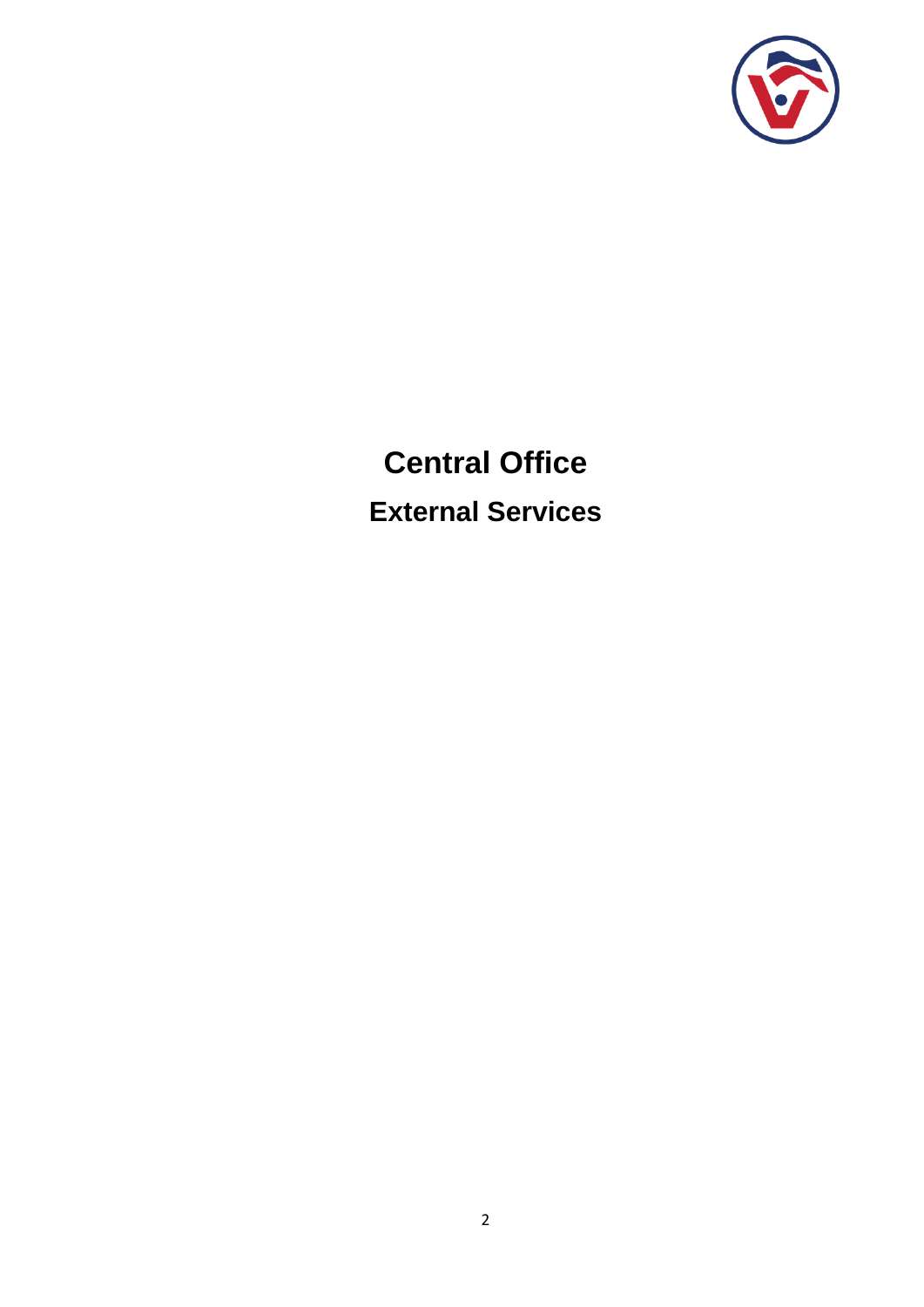# Central Office

## External Services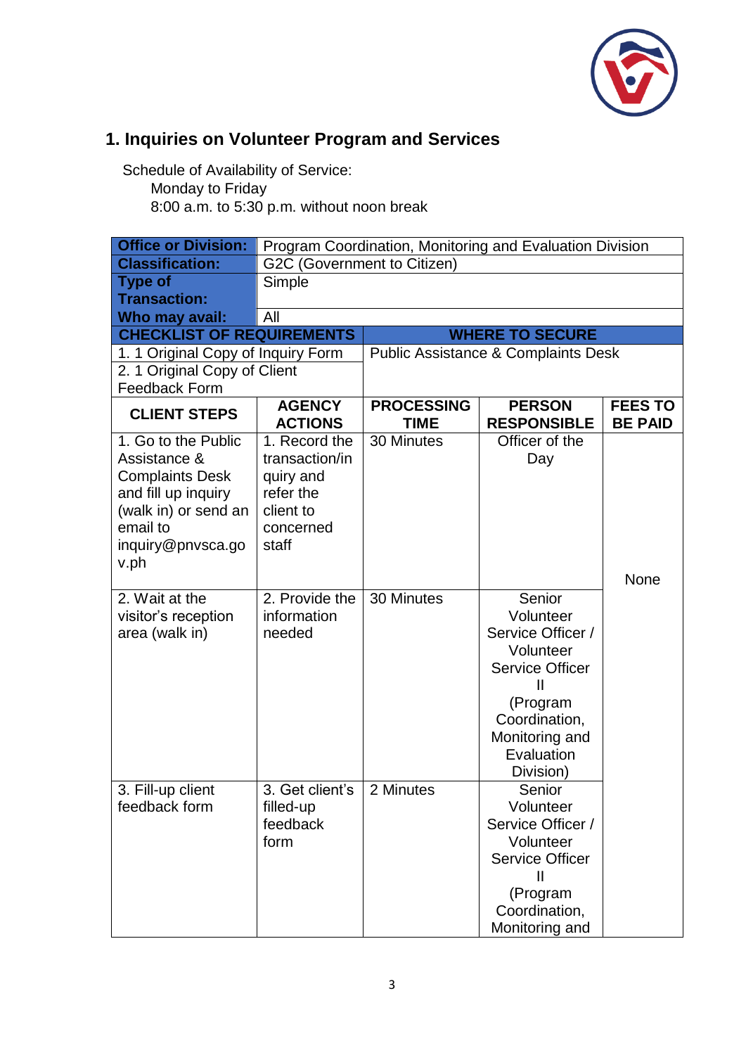## 1. Inquiries on Volunteer Program and Services

Schedule of Availability of Service:
Monday to Friday
8:00 a.m. to 5:30 p.m. without noon break

| **Office or Division:** | Program Coordination, Monitoring and Evaluation Division | | | |
|---|---|---|---|---|
| **Classification:** | G2C (Government to Citizen) | | | |
| **Type of Transaction:** | Simple | | | |
| **Who may avail:** | All | | | |
| **CHECKLIST OF REQUIREMENTS** | | **WHERE TO SECURE** | | |
| 1. 1 Original Copy of Inquiry Form | | Public Assistance & Complaints Desk | | |
| 2. 1 Original Copy of Client Feedback Form | | | | |
| **CLIENT STEPS** | **AGENCY ACTIONS** | **PROCESSING TIME** | **PERSON RESPONSIBLE** | **FEES TO BE PAID** |
| 1. Go to the Public Assistance & Complaints Desk and fill up inquiry (walk in) or send an email to inquiry@pnvsca.gov.ph | 1. Record the transaction/inquiry and refer the client to concerned staff | 30 Minutes | Officer of the Day | None |
| 2. Wait at the visitor's reception area (walk in) | 2. Provide the information needed | 30 Minutes | Senior Volunteer Service Officer / Volunteer Service Officer II (Program Coordination, Monitoring and Evaluation Division) | |
| 3. Fill-up client feedback form | 3. Get client's filled-up feedback form | 2 Minutes | Senior Volunteer Service Officer / Volunteer Service Officer II (Program Coordination, Monitoring and | |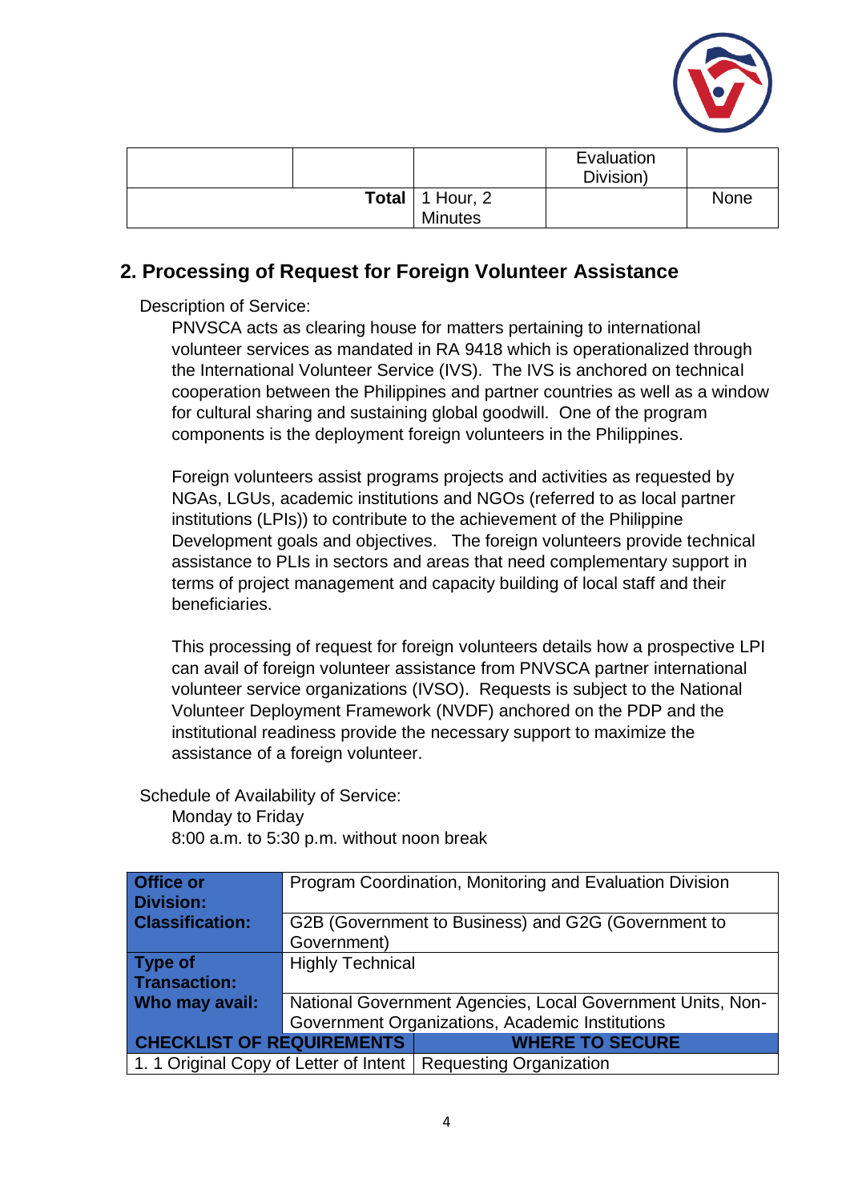| | | | Evaluation Division) | |
|---|---|---|---|---|
| | | **Total** | 1 Hour, 2 Minutes | None |

## 2. Processing of Request for Foreign Volunteer Assistance

Description of Service:

PNVSCA acts as clearing house for matters pertaining to international volunteer services as mandated in RA 9418 which is operationalized through the International Volunteer Service (IVS). The IVS is anchored on technical cooperation between the Philippines and partner countries as well as a window for cultural sharing and sustaining global goodwill. One of the program components is the deployment foreign volunteers in the Philippines.

Foreign volunteers assist programs projects and activities as requested by NGAs, LGUs, academic institutions and NGOs (referred to as local partner institutions (LPIs)) to contribute to the achievement of the Philippine Development goals and objectives. The foreign volunteers provide technical assistance to PLIs in sectors and areas that need complementary support in terms of project management and capacity building of local staff and their beneficiaries.

This processing of request for foreign volunteers details how a prospective LPI can avail of foreign volunteer assistance from PNVSCA partner international volunteer service organizations (IVSO). Requests is subject to the National Volunteer Deployment Framework (NVDF) anchored on the PDP and the institutional readiness provide the necessary support to maximize the assistance of a foreign volunteer.

Schedule of Availability of Service:

Monday to Friday
8:00 a.m. to 5:30 p.m. without noon break

| **Office or Division:** | Program Coordination, Monitoring and Evaluation Division |
|---|---|
| **Classification:** | G2B (Government to Business) and G2G (Government to Government) |
| **Type of Transaction:** | Highly Technical |
| **Who may avail:** | National Government Agencies, Local Government Units, Non-Government Organizations, Academic Institutions |
| **CHECKLIST OF REQUIREMENTS** | **WHERE TO SECURE** |
| 1. 1 Original Copy of Letter of Intent | Requesting Organization |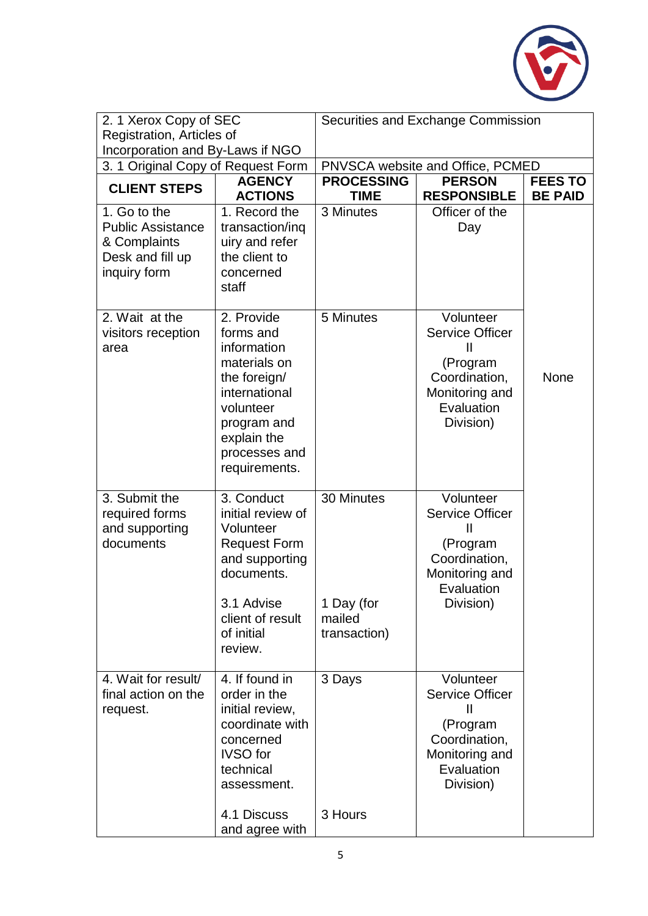| 2. 1 Xerox Copy of SEC Registration, Articles of Incorporation and By-Laws if NGO | | Securities and Exchange Commission | | |
|---|---|---|---|---|
| 3. 1 Original Copy of Request Form | | PNVSCA website and Office, PCMED | | |
| **CLIENT STEPS** | **AGENCY ACTIONS** | **PROCESSING TIME** | **PERSON RESPONSIBLE** | **FEES TO BE PAID** |
| 1. Go to the Public Assistance & Complaints Desk and fill up inquiry form | 1. Record the transaction/inquiry and refer the client to concerned staff | 3 Minutes | Officer of the Day | None |
| 2. Wait at the visitors reception area | 2. Provide forms and information materials on the foreign/ international volunteer program and explain the processes and requirements. | 5 Minutes | Volunteer Service Officer II (Program Coordination, Monitoring and Evaluation Division) | |
| 3. Submit the required forms and supporting documents | 3. Conduct initial review of Volunteer Request Form and supporting documents.<br><br>3.1 Advise client of result of initial review. | 30 Minutes<br><br>1 Day (for mailed transaction) | Volunteer Service Officer II (Program Coordination, Monitoring and Evaluation Division) | |
| 4. Wait for result/ final action on the request. | 4. If found in order in the initial review, coordinate with concerned IVSO for technical assessment.<br><br>4.1 Discuss and agree with | 3 Days<br><br>3 Hours | Volunteer Service Officer II (Program Coordination, Monitoring and Evaluation Division) | |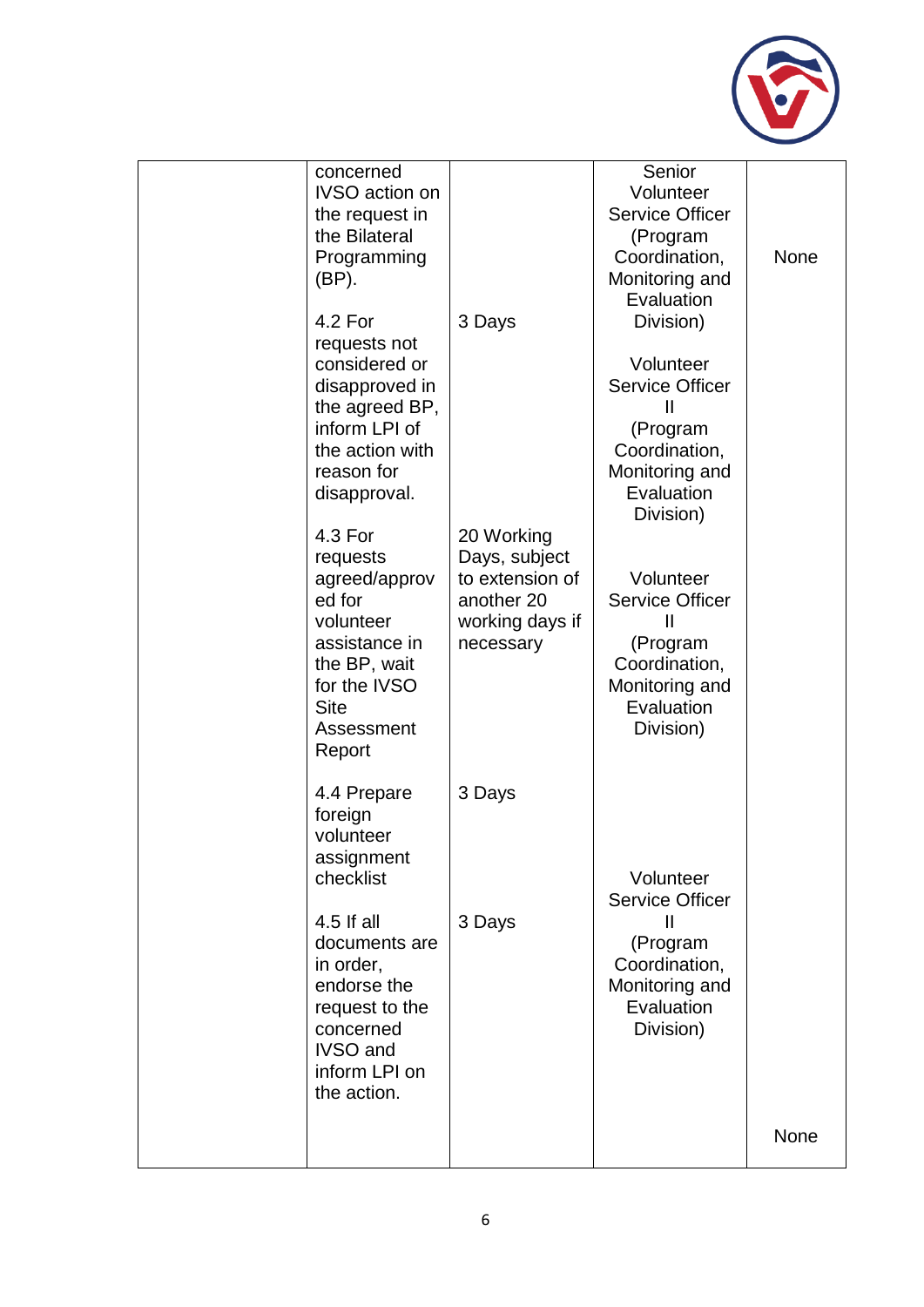| | | | | |
|---|---|---|---|---|
| | concerned IVSO action on the request in the Bilateral Programming (BP). | | Senior Volunteer Service Officer (Program Coordination, Monitoring and Evaluation Division) | None |
| | 4.2 For requests not considered or disapproved in the agreed BP, inform LPI of the action with reason for disapproval. | 3 Days | Volunteer Service Officer II (Program Coordination, Monitoring and Evaluation Division) | |
| | 4.3 For requests agreed/approved for volunteer assistance in the BP, wait for the IVSO Site Assessment Report | 20 Working Days, subject to extension of another 20 working days if necessary | Volunteer Service Officer II (Program Coordination, Monitoring and Evaluation Division) | |
| | 4.4 Prepare foreign volunteer assignment checklist | 3 Days | Volunteer Service Officer II (Program Coordination, Monitoring and Evaluation Division) | |
| | 4.5 If all documents are in order, endorse the request to the concerned IVSO and inform LPI on the action. | 3 Days | | None |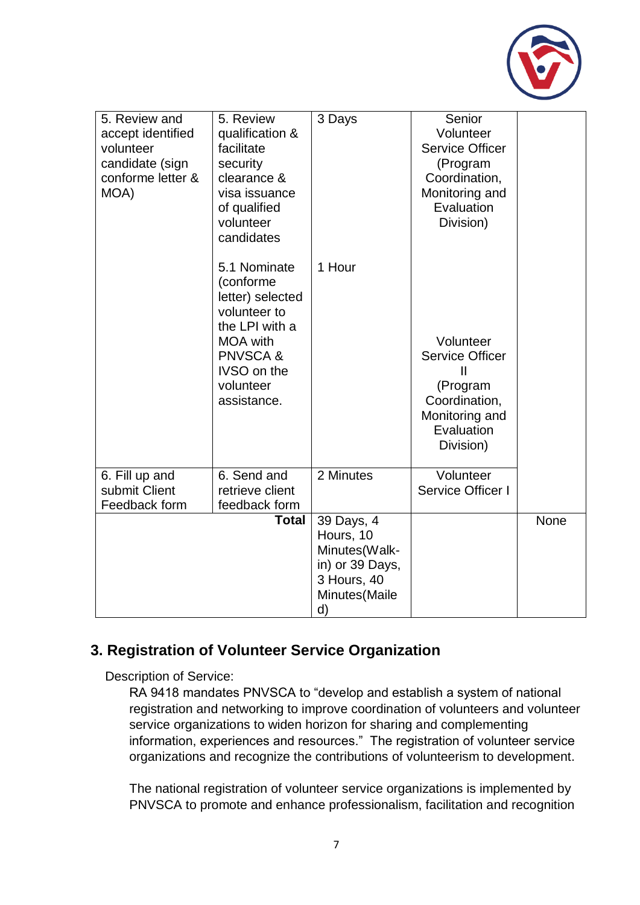| | | | | |
|---|---|---|---|---|
| 5. Review and accept identified volunteer candidate (sign conforme letter & MOA) | 5. Review qualification & facilitate security clearance & visa issuance of qualified volunteer candidates | 3 Days | Senior Volunteer Service Officer (Program Coordination, Monitoring and Evaluation Division) | |
| | 5.1 Nominate (conforme letter) selected volunteer to the LPI with a MOA with PNVSCA & IVSO on the volunteer assistance. | 1 Hour | Volunteer Service Officer II (Program Coordination, Monitoring and Evaluation Division) | |
| 6. Fill up and submit Client Feedback form | 6. Send and retrieve client feedback form | 2 Minutes | Volunteer Service Officer I | |
| | **Total** | 39 Days, 4 Hours, 10 Minutes(Walk-in) or 39 Days, 3 Hours, 40 Minutes(Mailed) | | None |

## 3. Registration of Volunteer Service Organization

Description of Service:

RA 9418 mandates PNVSCA to "develop and establish a system of national registration and networking to improve coordination of volunteers and volunteer service organizations to widen horizon for sharing and complementing information, experiences and resources." The registration of volunteer service organizations and recognize the contributions of volunteerism to development.

The national registration of volunteer service organizations is implemented by PNVSCA to promote and enhance professionalism, facilitation and recognition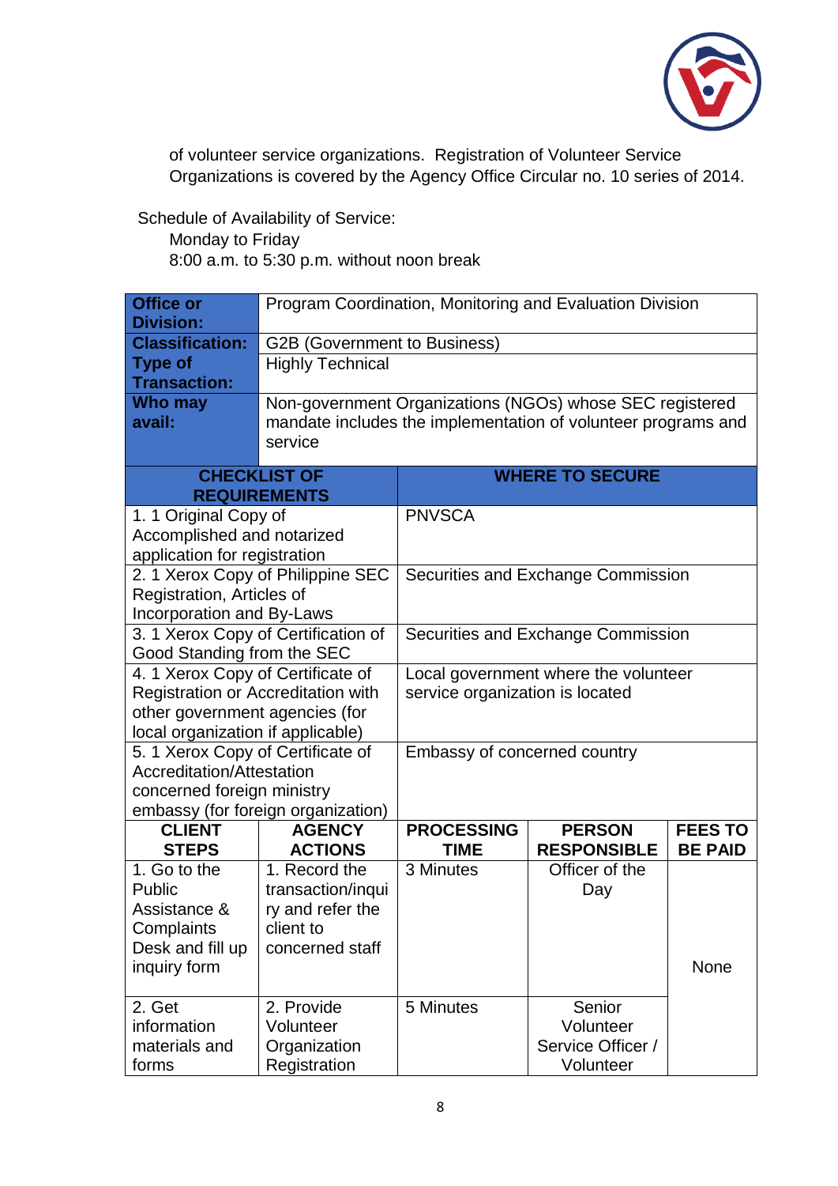of volunteer service organizations. Registration of Volunteer Service Organizations is covered by the Agency Office Circular no. 10 series of 2014.

Schedule of Availability of Service:
Monday to Friday
8:00 a.m. to 5:30 p.m. without noon break

| **Office or Division:** | Program Coordination, Monitoring and Evaluation Division | | | |
|---|---|---|---|---|
| **Classification:** | G2B (Government to Business) | | | |
| **Type of Transaction:** | Highly Technical | | | |
| **Who may avail:** | Non-government Organizations (NGOs) whose SEC registered mandate includes the implementation of volunteer programs and service | | | |
| **CHECKLIST OF REQUIREMENTS** | | **WHERE TO SECURE** | | |
| 1. 1 Original Copy of Accomplished and notarized application for registration | | PNVSCA | | |
| 2. 1 Xerox Copy of Philippine SEC Registration, Articles of Incorporation and By-Laws | | Securities and Exchange Commission | | |
| 3. 1 Xerox Copy of Certification of Good Standing from the SEC | | Securities and Exchange Commission | | |
| 4. 1 Xerox Copy of Certificate of Registration or Accreditation with other government agencies (for local organization if applicable) | | Local government where the volunteer service organization is located | | |
| 5. 1 Xerox Copy of Certificate of Accreditation/Attestation concerned foreign ministry embassy (for foreign organization) | | Embassy of concerned country | | |
| **CLIENT STEPS** | **AGENCY ACTIONS** | **PROCESSING TIME** | **PERSON RESPONSIBLE** | **FEES TO BE PAID** |
| 1. Go to the Public Assistance & Complaints Desk and fill up inquiry form | 1. Record the transaction/inquiry and refer the client to concerned staff | 3 Minutes | Officer of the Day | None |
| 2. Get information materials and forms | 2. Provide Volunteer Organization Registration | 5 Minutes | Senior Volunteer Service Officer / Volunteer | |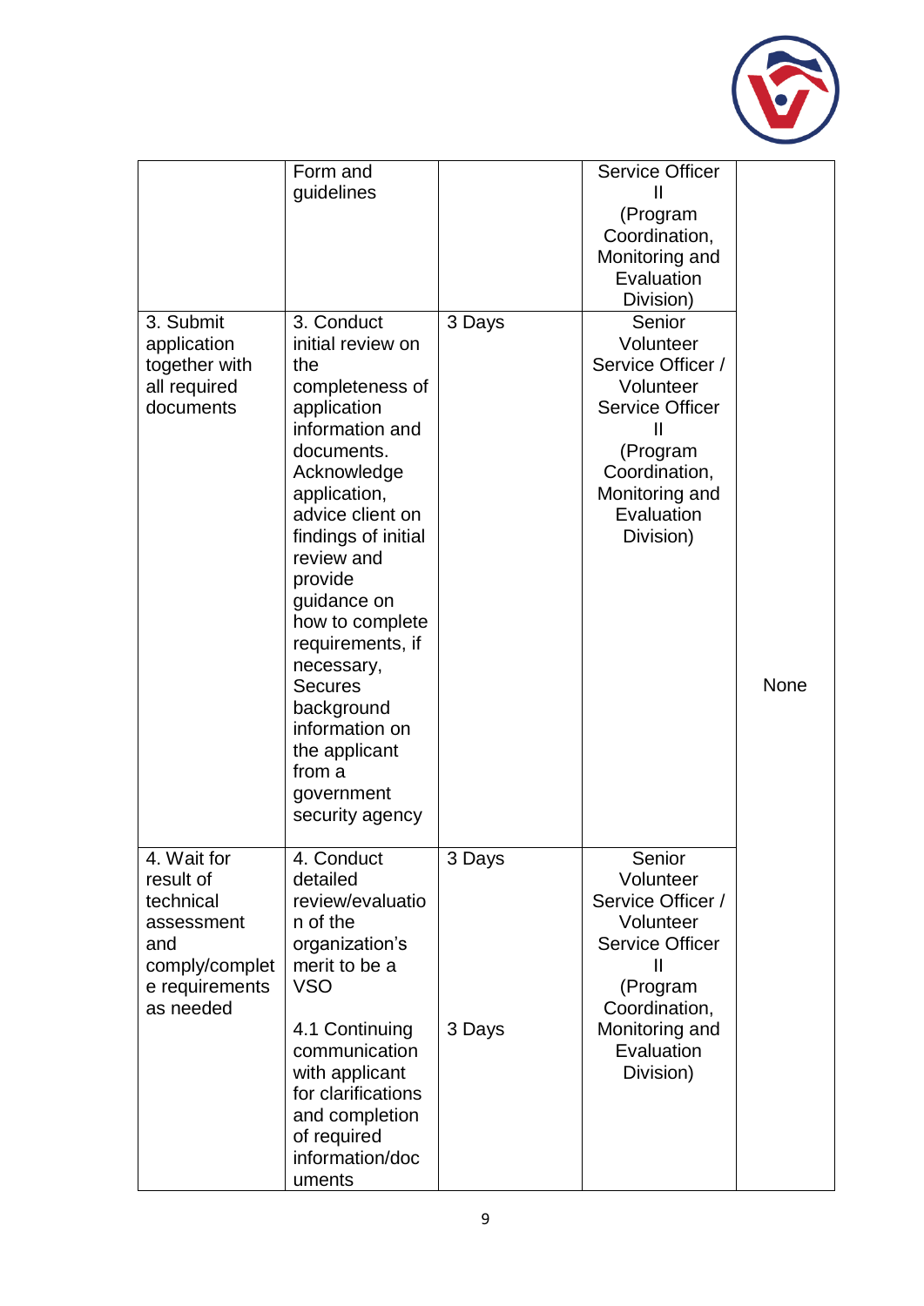| | | | | |
|---|---|---|---|---|
| | Form and guidelines | | Service Officer II (Program Coordination, Monitoring and Evaluation Division) | |
| 3. Submit application together with all required documents | 3. Conduct initial review on the completeness of application information and documents. Acknowledge application, advice client on findings of initial review and provide guidance on how to complete requirements, if necessary, Secures background information on the applicant from a government security agency | 3 Days | Senior Volunteer Service Officer / Volunteer Service Officer II (Program Coordination, Monitoring and Evaluation Division) | None |
| 4. Wait for result of technical assessment and comply/complete requirements as needed | 4. Conduct detailed review/evaluation of the organization's merit to be a VSO<br><br>4.1 Continuing communication with applicant for clarifications and completion of required information/documents | 3 Days<br><br>3 Days | Senior Volunteer Service Officer / Volunteer Service Officer II (Program Coordination, Monitoring and Evaluation Division) | |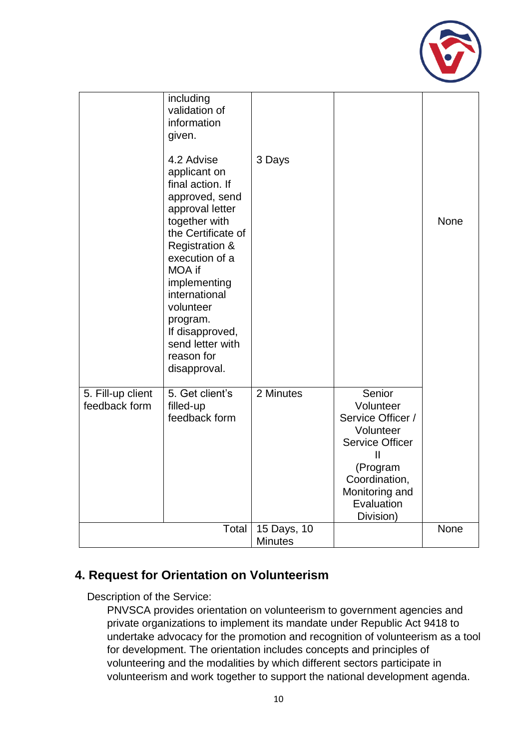| | | | | |
|---|---|---|---|---|
| | including validation of information given.<br><br>4.2 Advise applicant on final action. If approved, send approval letter together with the Certificate of Registration & execution of a MOA if implementing international volunteer program.<br>If disapproved, send letter with reason for disapproval. | <br><br><br><br>3 Days | | None |
| 5. Fill-up client feedback form | 5. Get client's filled-up feedback form | 2 Minutes | Senior Volunteer Service Officer / Volunteer Service Officer II (Program Coordination, Monitoring and Evaluation Division) | |
| | Total | 15 Days, 10 Minutes | | None |

## 4. Request for Orientation on Volunteerism

Description of the Service:

PNVSCA provides orientation on volunteerism to government agencies and private organizations to implement its mandate under Republic Act 9418 to undertake advocacy for the promotion and recognition of volunteerism as a tool for development. The orientation includes concepts and principles of volunteering and the modalities by which different sectors participate in volunteerism and work together to support the national development agenda.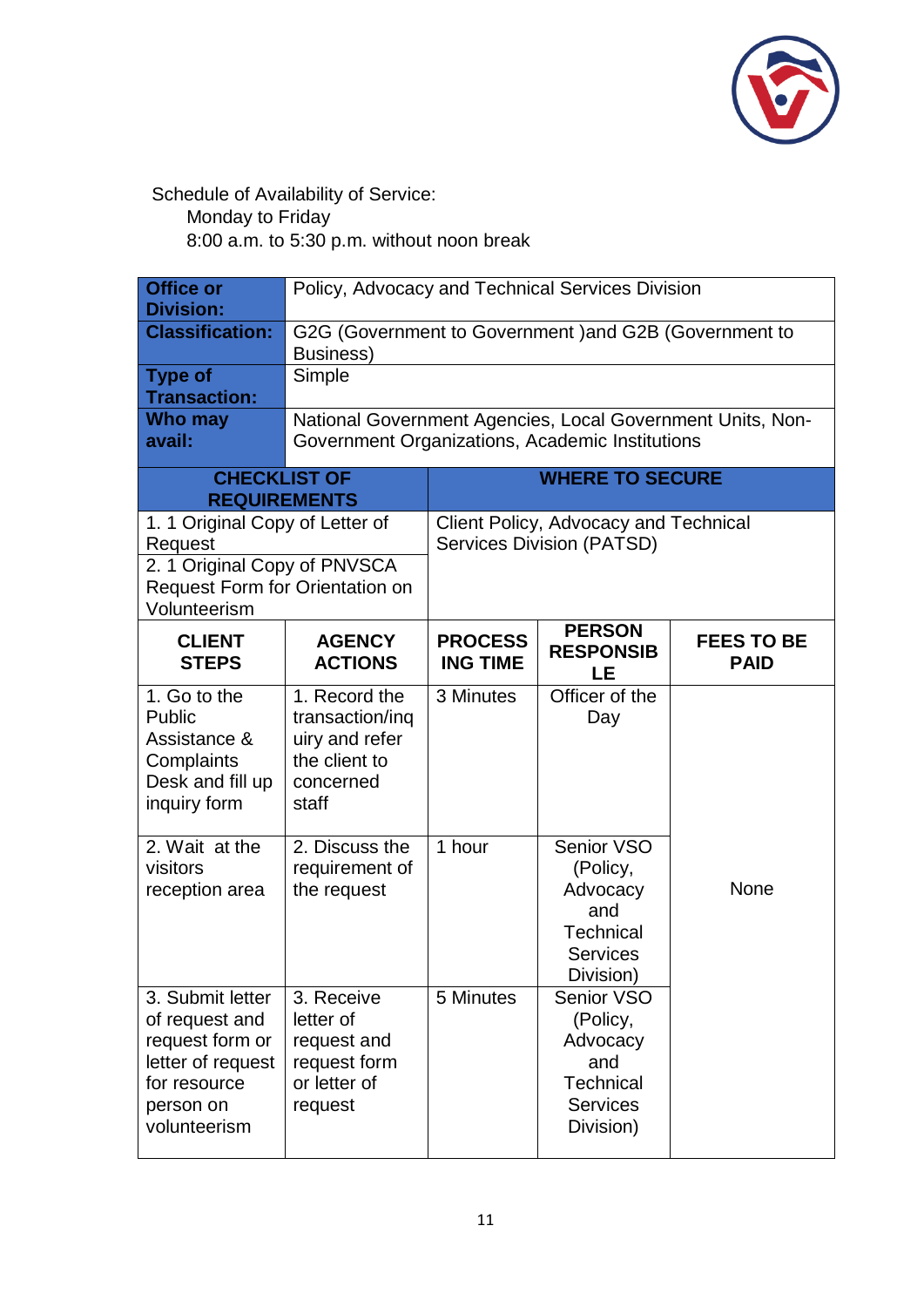Schedule of Availability of Service:
Monday to Friday
8:00 a.m. to 5:30 p.m. without noon break

| **Office or Division:** | Policy, Advocacy and Technical Services Division |
|---|---|
| **Classification:** | G2G (Government to Government )and G2B (Government to Business) |
| **Type of Transaction:** | Simple |
| **Who may avail:** | National Government Agencies, Local Government Units, Non-Government Organizations, Academic Institutions |

| **CHECKLIST OF REQUIREMENTS** | **WHERE TO SECURE** |
|---|---|
| 1. 1 Original Copy of Letter of Request<br>2. 1 Original Copy of PNVSCA Request Form for Orientation on Volunteerism | Client Policy, Advocacy and Technical Services Division (PATSD) |

| **CLIENT STEPS** | **AGENCY ACTIONS** | **PROCESSING TIME** | **PERSON RESPONSIBLE** | **FEES TO BE PAID** |
|---|---|---|---|---|
| 1. Go to the Public Assistance & Complaints Desk and fill up inquiry form | 1. Record the transaction/inquiry and refer the client to concerned staff | 3 Minutes | Officer of the Day | None |
| 2. Wait at the visitors reception area | 2. Discuss the requirement of the request | 1 hour | Senior VSO (Policy, Advocacy and Technical Services Division) | |
| 3. Submit letter of request and request form or letter of request for resource person on volunteerism | 3. Receive letter of request and request form or letter of request | 5 Minutes | Senior VSO (Policy, Advocacy and Technical Services Division) | |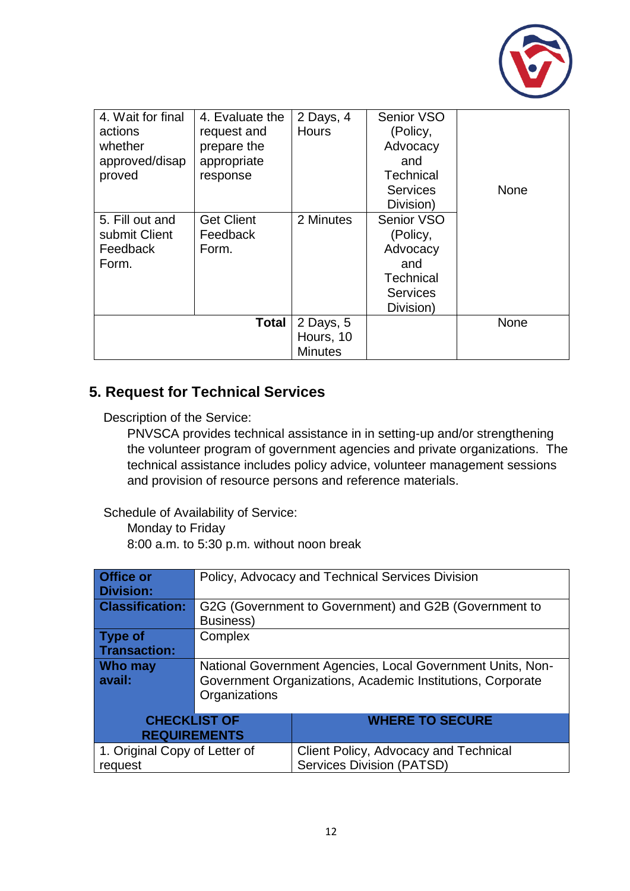| 4. Wait for final actions whether approved/disapproved | 4. Evaluate the request and prepare the appropriate response | 2 Days, 4 Hours | Senior VSO (Policy, Advocacy and Technical Services Division) | None |
|---|---|---|---|---|
| 5. Fill out and submit Client Feedback Form. | Get Client Feedback Form. | 2 Minutes | Senior VSO (Policy, Advocacy and Technical Services Division) | |
| | **Total** | 2 Days, 5 Hours, 10 Minutes | | None |

## 5. Request for Technical Services

Description of the Service:

PNVSCA provides technical assistance in in setting-up and/or strengthening the volunteer program of government agencies and private organizations. The technical assistance includes policy advice, volunteer management sessions and provision of resource persons and reference materials.

Schedule of Availability of Service:

Monday to Friday
8:00 a.m. to 5:30 p.m. without noon break

| **Office or Division:** | Policy, Advocacy and Technical Services Division |
|---|---|
| **Classification:** | G2G (Government to Government) and G2B (Government to Business) |
| **Type of Transaction:** | Complex |
| **Who may avail:** | National Government Agencies, Local Government Units, Non-Government Organizations, Academic Institutions, Corporate Organizations |

| CHECKLIST OF REQUIREMENTS | WHERE TO SECURE |
|---|---|
| 1. Original Copy of Letter of request | Client Policy, Advocacy and Technical Services Division (PATSD) |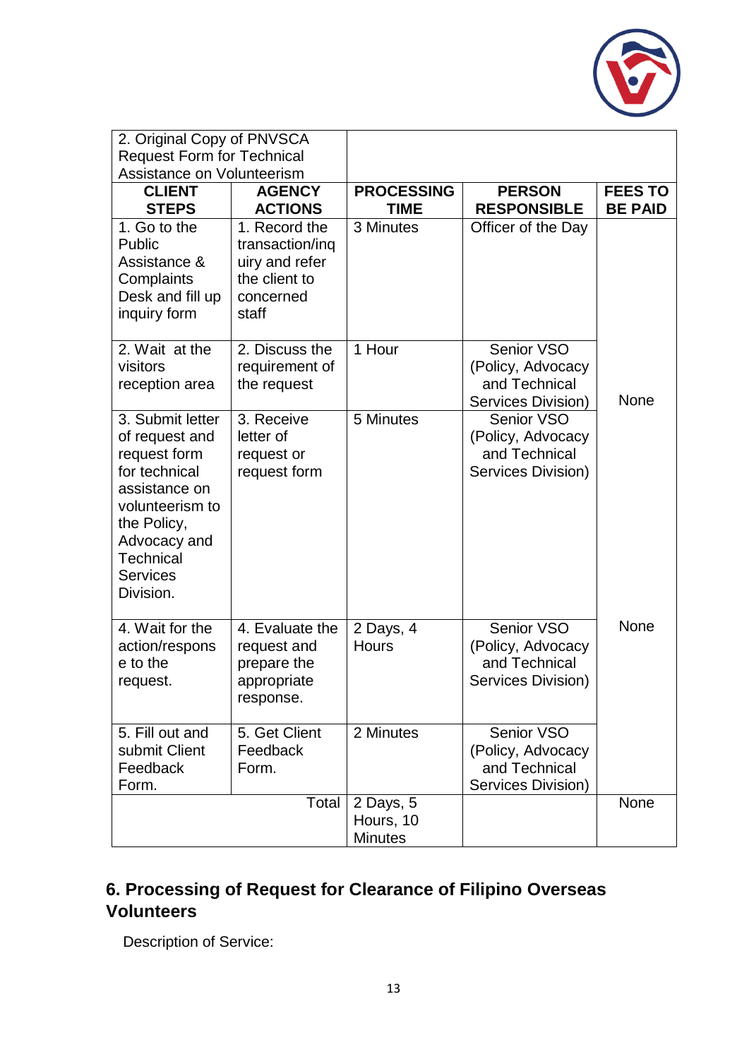| 2. Original Copy of PNVSCA Request Form for Technical Assistance on Volunteerism | | | | |
|---|---|---|---|---|
| **CLIENT STEPS** | **AGENCY ACTIONS** | **PROCESSING TIME** | **PERSON RESPONSIBLE** | **FEES TO BE PAID** |
| 1. Go to the Public Assistance & Complaints Desk and fill up inquiry form | 1. Record the transaction/inquiry and refer the client to concerned staff | 3 Minutes | Officer of the Day | |
| 2. Wait at the visitors reception area | 2. Discuss the requirement of the request | 1 Hour | Senior VSO (Policy, Advocacy and Technical Services Division) | None |
| 3. Submit letter of request and request form for technical assistance on volunteerism to the Policy, Advocacy and Technical Services Division. | 3. Receive letter of request or request form | 5 Minutes | Senior VSO (Policy, Advocacy and Technical Services Division) | |
| 4. Wait for the action/response to the request. | 4. Evaluate the request and prepare the appropriate response. | 2 Days, 4 Hours | Senior VSO (Policy, Advocacy and Technical Services Division) | None |
| 5. Fill out and submit Client Feedback Form. | 5. Get Client Feedback Form. | 2 Minutes | Senior VSO (Policy, Advocacy and Technical Services Division) | |
| | Total | 2 Days, 5 Hours, 10 Minutes | | None |

## 6. Processing of Request for Clearance of Filipino Overseas Volunteers

Description of Service: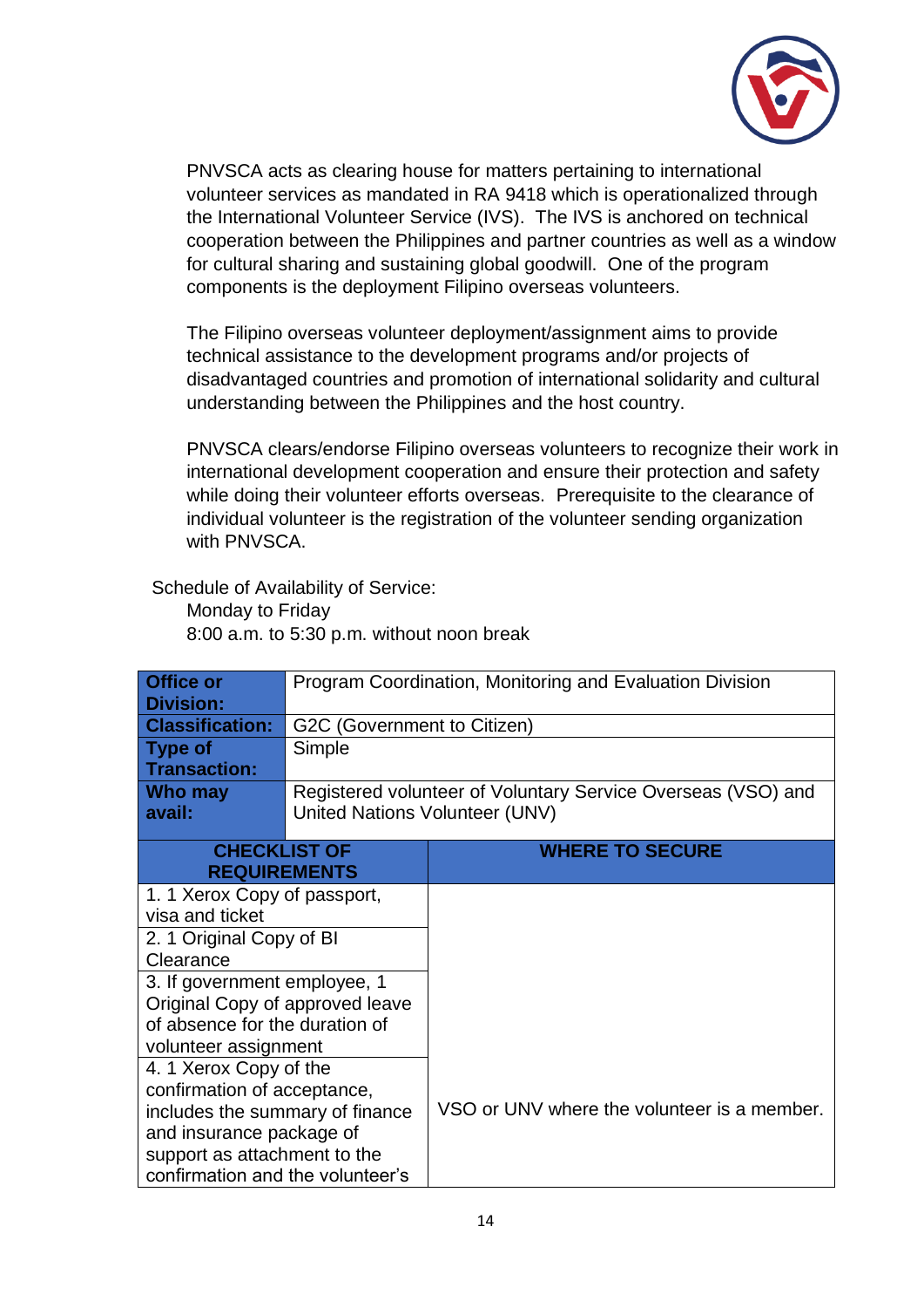PNVSCA acts as clearing house for matters pertaining to international volunteer services as mandated in RA 9418 which is operationalized through the International Volunteer Service (IVS). The IVS is anchored on technical cooperation between the Philippines and partner countries as well as a window for cultural sharing and sustaining global goodwill. One of the program components is the deployment Filipino overseas volunteers.

The Filipino overseas volunteer deployment/assignment aims to provide technical assistance to the development programs and/or projects of disadvantaged countries and promotion of international solidarity and cultural understanding between the Philippines and the host country.

PNVSCA clears/endorse Filipino overseas volunteers to recognize their work in international development cooperation and ensure their protection and safety while doing their volunteer efforts overseas. Prerequisite to the clearance of individual volunteer is the registration of the volunteer sending organization with PNVSCA.

Schedule of Availability of Service:

Monday to Friday

8:00 a.m. to 5:30 p.m. without noon break

| **Office or Division:** | Program Coordination, Monitoring and Evaluation Division |
|---|---|
| **Classification:** | G2C (Government to Citizen) |
| **Type of Transaction:** | Simple |
| **Who may avail:** | Registered volunteer of Voluntary Service Overseas (VSO) and United Nations Volunteer (UNV) |

| **CHECKLIST OF REQUIREMENTS** | **WHERE TO SECURE** |
|---|---|
| 1. 1 Xerox Copy of passport, visa and ticket | |
| 2. 1 Original Copy of BI Clearance | |
| 3. If government employee, 1 Original Copy of approved leave of absence for the duration of volunteer assignment | |
| 4. 1 Xerox Copy of the confirmation of acceptance, includes the summary of finance and insurance package of support as attachment to the confirmation and the volunteer's | VSO or UNV where the volunteer is a member. |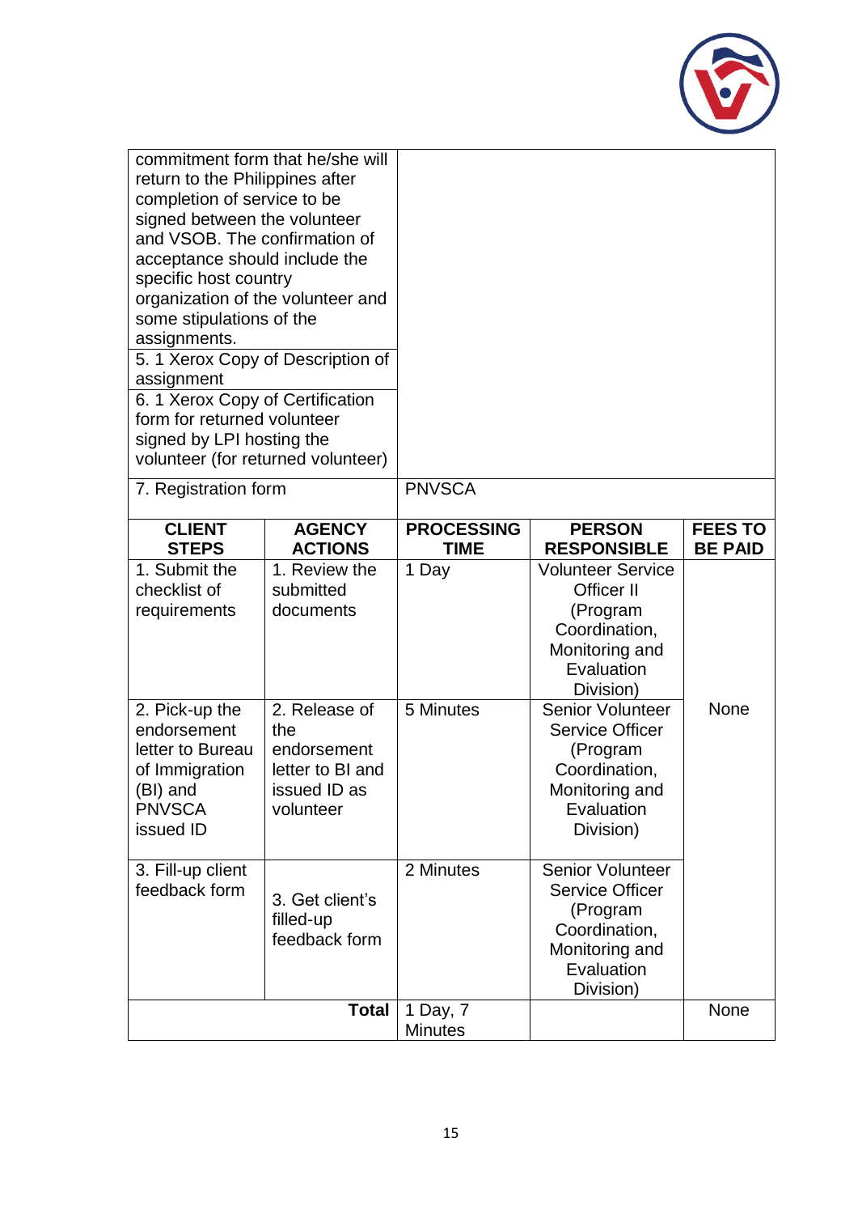| | |
|---|---|
| commitment form that he/she will return to the Philippines after completion of service to be signed between the volunteer and VSOB. The confirmation of acceptance should include the specific host country organization of the volunteer and some stipulations of the assignments. | |
| 5. 1 Xerox Copy of Description of assignment | |
| 6. 1 Xerox Copy of Certification form for returned volunteer signed by LPI hosting the volunteer (for returned volunteer) | |
| 7. Registration form | PNVSCA |

| CLIENT STEPS | AGENCY ACTIONS | PROCESSING TIME | PERSON RESPONSIBLE | FEES TO BE PAID |
|---|---|---|---|---|
| 1. Submit the checklist of requirements | 1. Review the submitted documents | 1 Day | Volunteer Service Officer II (Program Coordination, Monitoring and Evaluation Division) | None |
| 2. Pick-up the endorsement letter to Bureau of Immigration (BI) and PNVSCA issued ID | 2. Release of the endorsement letter to BI and issued ID as volunteer | 5 Minutes | Senior Volunteer Service Officer (Program Coordination, Monitoring and Evaluation Division) | |
| 3. Fill-up client feedback form | 3. Get client's filled-up feedback form | 2 Minutes | Senior Volunteer Service Officer (Program Coordination, Monitoring and Evaluation Division) | |
| | **Total** | 1 Day, 7 Minutes | | None |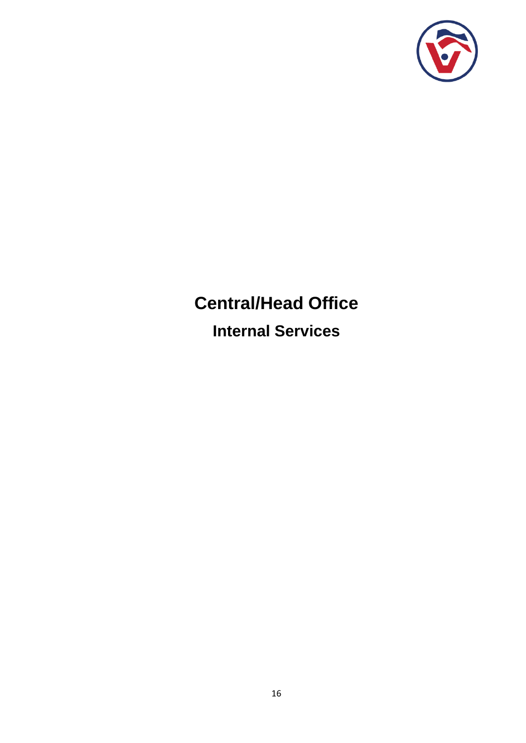# Central/Head Office

## Internal Services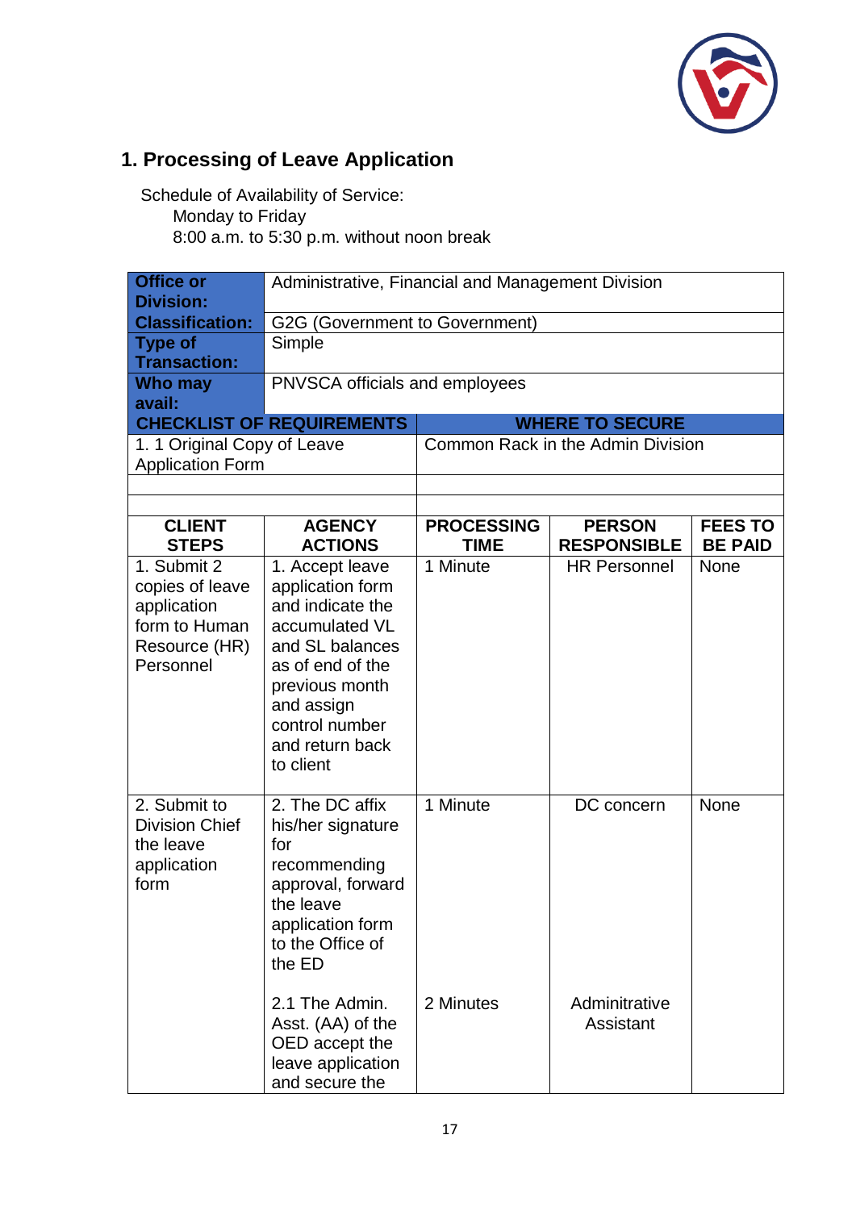## 1. Processing of Leave Application

Schedule of Availability of Service:
Monday to Friday
8:00 a.m. to 5:30 p.m. without noon break

| **Office or Division:** | Administrative, Financial and Management Division | | | |
|---|---|---|---|---|
| **Classification:** | G2G (Government to Government) | | | |
| **Type of Transaction:** | Simple | | | |
| **Who may avail:** | PNVSCA officials and employees | | | |
| **CHECKLIST OF REQUIREMENTS** | | **WHERE TO SECURE** | | |
| 1. 1 Original Copy of Leave Application Form | | Common Rack in the Admin Division | | |
| | | | | |
| **CLIENT STEPS** | **AGENCY ACTIONS** | **PROCESSING TIME** | **PERSON RESPONSIBLE** | **FEES TO BE PAID** |
| 1. Submit 2 copies of leave application form to Human Resource (HR) Personnel | 1. Accept leave application form and indicate the accumulated VL and SL balances as of end of the previous month and assign control number and return back to client | 1 Minute | HR Personnel | None |
| 2. Submit to Division Chief the leave application form | 2. The DC affix his/her signature for recommending approval, forward the leave application form to the Office of the ED | 1 Minute | DC concern | None |
| | 2.1 The Admin. Asst. (AA) of the OED accept the leave application and secure the | 2 Minutes | Adminitrative Assistant | |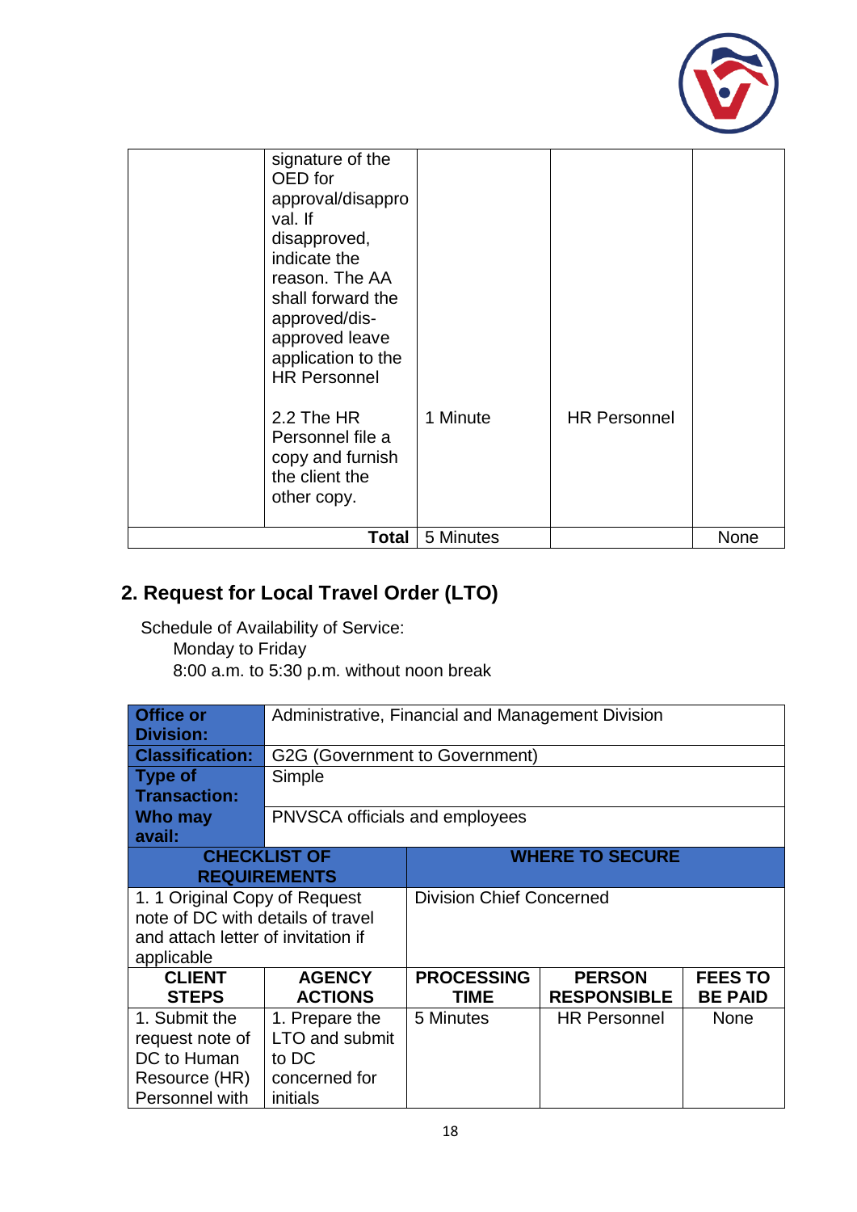| | signature of the OED for approval/disapproval. If disapproved, indicate the reason. The AA shall forward the approved/dis-approved leave application to the HR Personnel<br><br>2.2 The HR Personnel file a copy and furnish the client the other copy. | <br><br><br><br><br><br><br><br><br><br><br><br>1 Minute | <br><br><br><br><br><br><br><br><br><br><br><br>HR Personnel | |
|---|---|---|---|---|
| | **Total** | 5 Minutes | | None |

## 2. Request for Local Travel Order (LTO)

Schedule of Availability of Service:
Monday to Friday
8:00 a.m. to 5:30 p.m. without noon break

| **Office or Division:** | Administrative, Financial and Management Division | | | |
|---|---|---|---|---|
| **Classification:** | G2G (Government to Government) | | | |
| **Type of Transaction:** | Simple | | | |
| **Who may avail:** | PNVSCA officials and employees | | | |
| **CHECKLIST OF REQUIREMENTS** | | **WHERE TO SECURE** | | |
| 1. 1 Original Copy of Request note of DC with details of travel and attach letter of invitation if applicable | | Division Chief Concerned | | |
| **CLIENT STEPS** | **AGENCY ACTIONS** | **PROCESSING TIME** | **PERSON RESPONSIBLE** | **FEES TO BE PAID** |
| 1. Submit the request note of DC to Human Resource (HR) Personnel with | 1. Prepare the LTO and submit to DC concerned for initials | 5 Minutes | HR Personnel | None |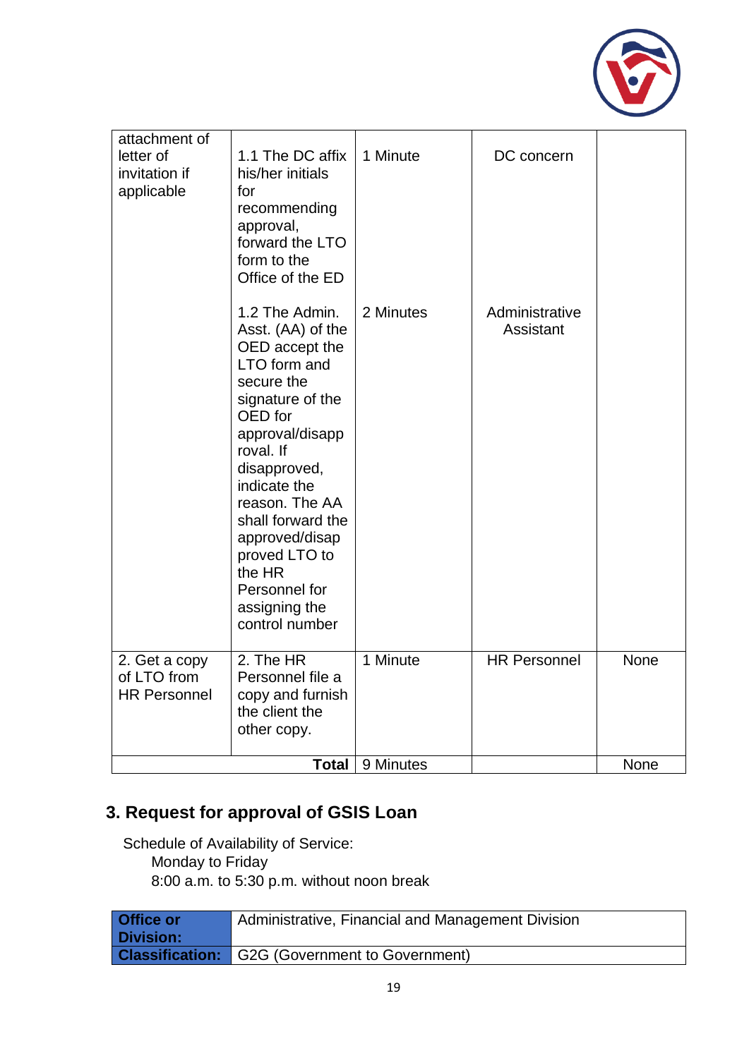| | | | | |
|---|---|---|---|---|
| attachment of letter of invitation if applicable | 1.1 The DC affix his/her initials for recommending approval, forward the LTO form to the Office of the ED | 1 Minute | DC concern | |
| | 1.2 The Admin. Asst. (AA) of the OED accept the LTO form and secure the signature of the OED for approval/disapproval. If disapproved, indicate the reason. The AA shall forward the approved/disapproved LTO to the HR Personnel for assigning the control number | 2 Minutes | Administrative Assistant | |
| 2. Get a copy of LTO from HR Personnel | 2. The HR Personnel file a copy and furnish the client the other copy. | 1 Minute | HR Personnel | None |
| | **Total** | 9 Minutes | | None |

## 3. Request for approval of GSIS Loan

Schedule of Availability of Service:
Monday to Friday
8:00 a.m. to 5:30 p.m. without noon break

| | |
|---|---|
| **Office or Division:** | Administrative, Financial and Management Division |
| **Classification:** | G2G (Government to Government) |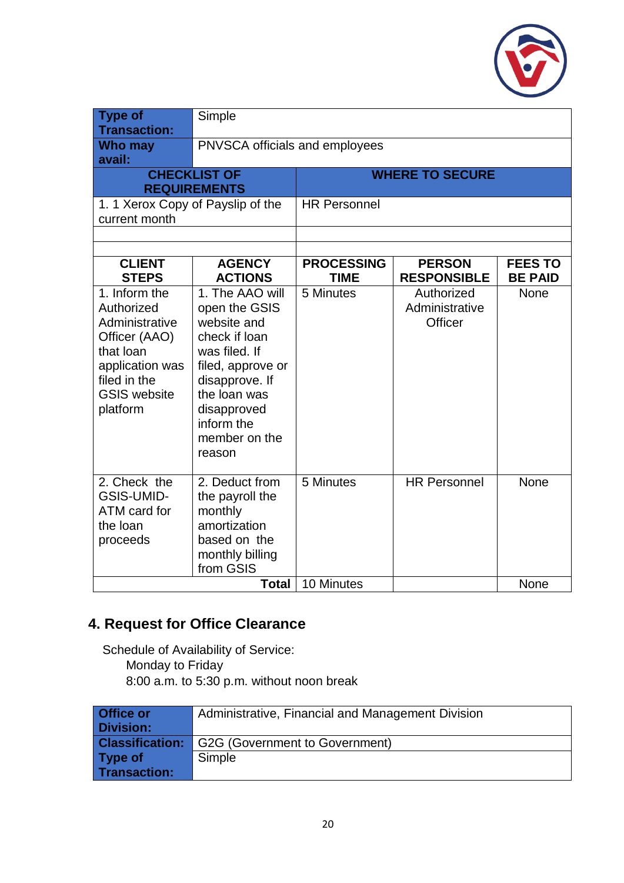| Type of Transaction: | Simple | | | |
|---|---|---|---|---|
| Who may avail: | PNVSCA officials and employees | | | |
| **CHECKLIST OF REQUIREMENTS** | | **WHERE TO SECURE** | | |
| 1. 1 Xerox Copy of Payslip of the current month | | HR Personnel | | |
| | | | | |
| | | | | |
| **CLIENT STEPS** | **AGENCY ACTIONS** | **PROCESSING TIME** | **PERSON RESPONSIBLE** | **FEES TO BE PAID** |
| 1. Inform the Authorized Administrative Officer (AAO) that loan application was filed in the GSIS website platform | 1. The AAO will open the GSIS website and check if loan was filed. If filed, approve or disapprove. If the loan was disapproved inform the member on the reason | 5 Minutes | Authorized Administrative Officer | None |
| 2. Check the GSIS-UMID-ATM card for the loan proceeds | 2. Deduct from the payroll the monthly amortization based on the monthly billing from GSIS | 5 Minutes | HR Personnel | None |
| | **Total** | 10 Minutes | | None |

## 4. Request for Office Clearance

Schedule of Availability of Service:
Monday to Friday
8:00 a.m. to 5:30 p.m. without noon break

| Office or Division: | Administrative, Financial and Management Division |
|---|---|
| Classification: | G2G (Government to Government) |
| Type of Transaction: | Simple |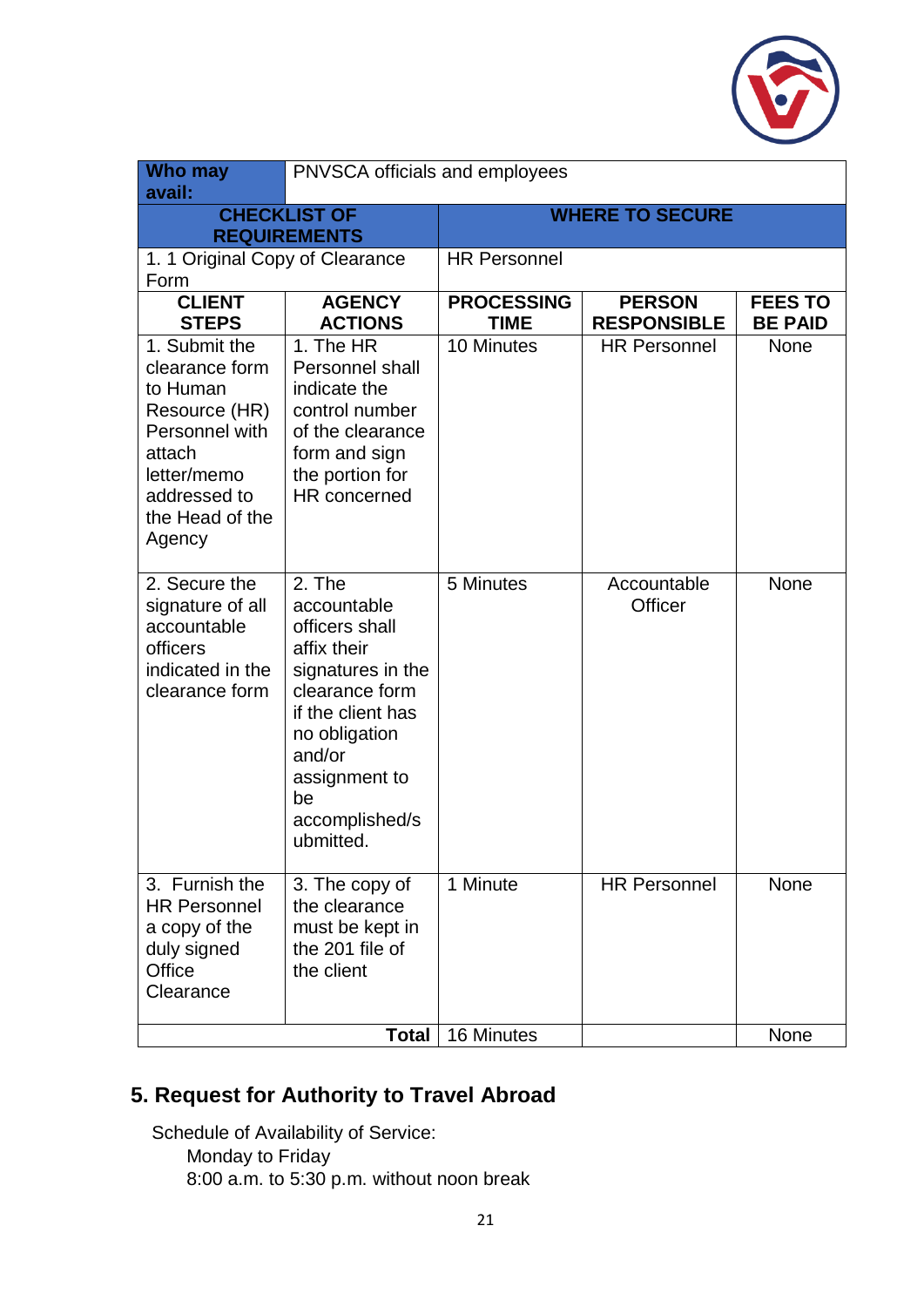| **Who may avail:** | PNVSCA officials and employees | | | |
|---|---|---|---|---|
| **CHECKLIST OF REQUIREMENTS** | | **WHERE TO SECURE** | | |
| 1. 1 Original Copy of Clearance Form | | HR Personnel | | |
| **CLIENT STEPS** | **AGENCY ACTIONS** | **PROCESSING TIME** | **PERSON RESPONSIBLE** | **FEES TO BE PAID** |
| 1. Submit the clearance form to Human Resource (HR) Personnel with attach letter/memo addressed to the Head of the Agency | 1. The HR Personnel shall indicate the control number of the clearance form and sign the portion for HR concerned | 10 Minutes | HR Personnel | None |
| 2. Secure the signature of all accountable officers indicated in the clearance form | 2. The accountable officers shall affix their signatures in the clearance form if the client has no obligation and/or assignment to be accomplished/submitted. | 5 Minutes | Accountable Officer | None |
| 3. Furnish the HR Personnel a copy of the duly signed Office Clearance | 3. The copy of the clearance must be kept in the 201 file of the client | 1 Minute | HR Personnel | None |
| | **Total** | 16 Minutes | | None |

## 5. Request for Authority to Travel Abroad

Schedule of Availability of Service:

Monday to Friday
8:00 a.m. to 5:30 p.m. without noon break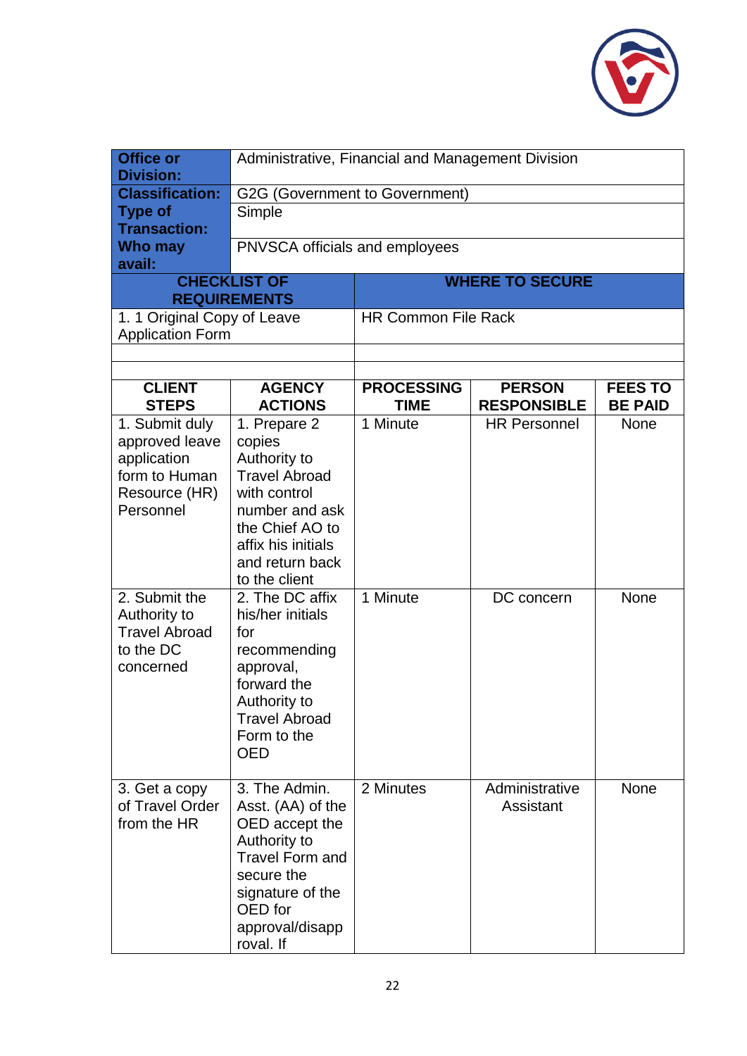| **Office or Division:** | Administrative, Financial and Management Division | | | |
|---|---|---|---|---|
| **Classification:** | G2G (Government to Government) | | | |
| **Type of Transaction:** | Simple | | | |
| **Who may avail:** | PNVSCA officials and employees | | | |

| **CHECKLIST OF REQUIREMENTS** | **WHERE TO SECURE** |
|---|---|
| 1. 1 Original Copy of Leave Application Form | HR Common File Rack |
| | |
| | |

| **CLIENT STEPS** | **AGENCY ACTIONS** | **PROCESSING TIME** | **PERSON RESPONSIBLE** | **FEES TO BE PAID** |
|---|---|---|---|---|
| 1. Submit duly approved leave application form to Human Resource (HR) Personnel | 1. Prepare 2 copies Authority to Travel Abroad with control number and ask the Chief AO to affix his initials and return back to the client | 1 Minute | HR Personnel | None |
| 2. Submit the Authority to Travel Abroad to the DC concerned | 2. The DC affix his/her initials for recommending approval, forward the Authority to Travel Abroad Form to the OED | 1 Minute | DC concern | None |
| 3. Get a copy of Travel Order from the HR | 3. The Admin. Asst. (AA) of the OED accept the Authority to Travel Form and secure the signature of the OED for approval/disapproval. If | 2 Minutes | Administrative Assistant | None |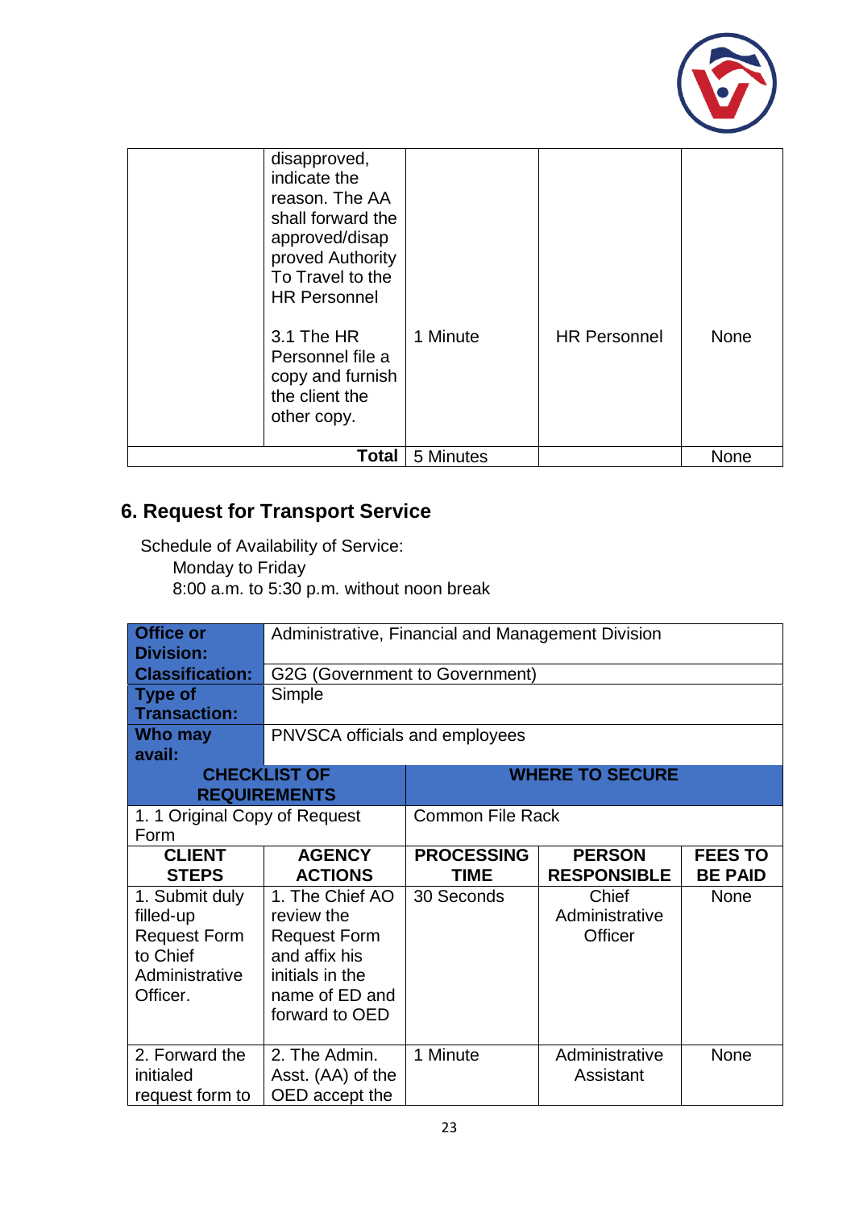| | disapproved, indicate the reason. The AA shall forward the approved/disapproved Authority To Travel to the HR Personnel | | | |
|---|---|---|---|---|
| | 3.1 The HR Personnel file a copy and furnish the client the other copy. | 1 Minute | HR Personnel | None |
| | **Total** | 5 Minutes | | None |

## 6. Request for Transport Service

Schedule of Availability of Service:
Monday to Friday
8:00 a.m. to 5:30 p.m. without noon break

| **Office or Division:** | Administrative, Financial and Management Division | | | |
|---|---|---|---|---|
| **Classification:** | G2G (Government to Government) | | | |
| **Type of Transaction:** | Simple | | | |
| **Who may avail:** | PNVSCA officials and employees | | | |
| **CHECKLIST OF REQUIREMENTS** | | **WHERE TO SECURE** | | |
| 1. 1 Original Copy of Request Form | | Common File Rack | | |
| **CLIENT STEPS** | **AGENCY ACTIONS** | **PROCESSING TIME** | **PERSON RESPONSIBLE** | **FEES TO BE PAID** |
| 1. Submit duly filled-up Request Form to Chief Administrative Officer. | 1. The Chief AO review the Request Form and affix his initials in the name of ED and forward to OED | 30 Seconds | Chief Administrative Officer | None |
| 2. Forward the initialed request form to | 2. The Admin. Asst. (AA) of the OED accept the | 1 Minute | Administrative Assistant | None |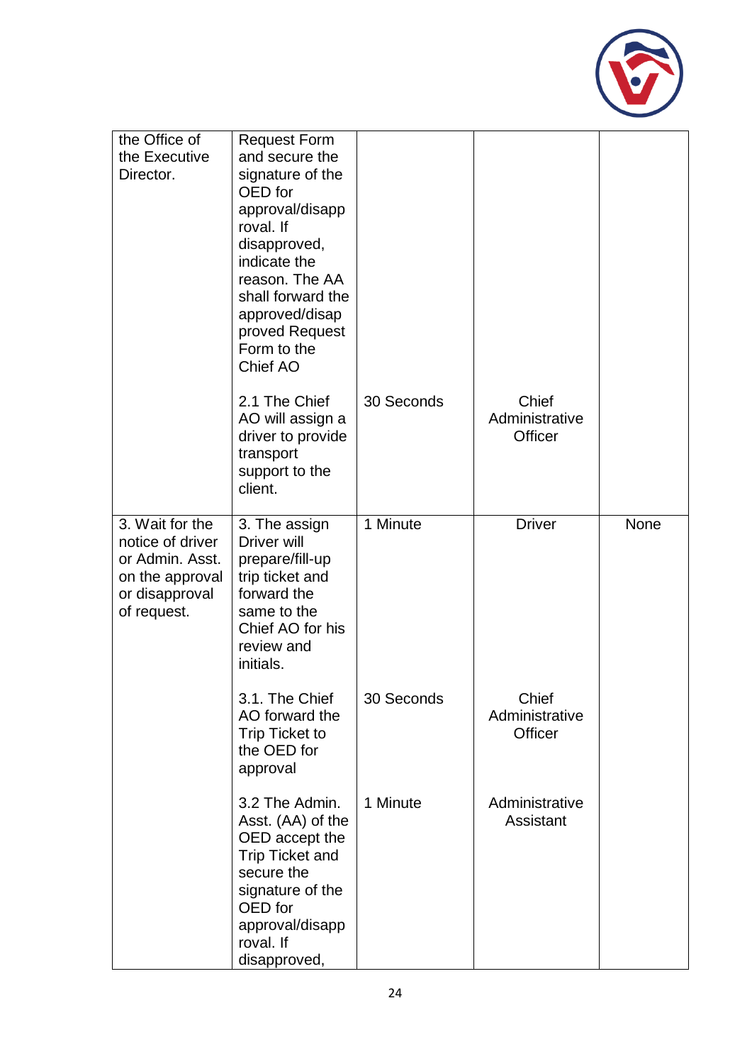| | | | | |
|---|---|---|---|---|
| the Office of the Executive Director. | Request Form and secure the signature of the OED for approval/disapproval. If disapproved, indicate the reason. The AA shall forward the approved/disapproved Request Form to the Chief AO | | | |
| | 2.1 The Chief AO will assign a driver to provide transport support to the client. | 30 Seconds | Chief Administrative Officer | |
| 3. Wait for the notice of driver or Admin. Asst. on the approval or disapproval of request. | 3. The assign Driver will prepare/fill-up trip ticket and forward the same to the Chief AO for his review and initials. | 1 Minute | Driver | None |
| | 3.1. The Chief AO forward the Trip Ticket to the OED for approval | 30 Seconds | Chief Administrative Officer | |
| | 3.2 The Admin. Asst. (AA) of the OED accept the Trip Ticket and secure the signature of the OED for approval/disapproval. If disapproved, | 1 Minute | Administrative Assistant | |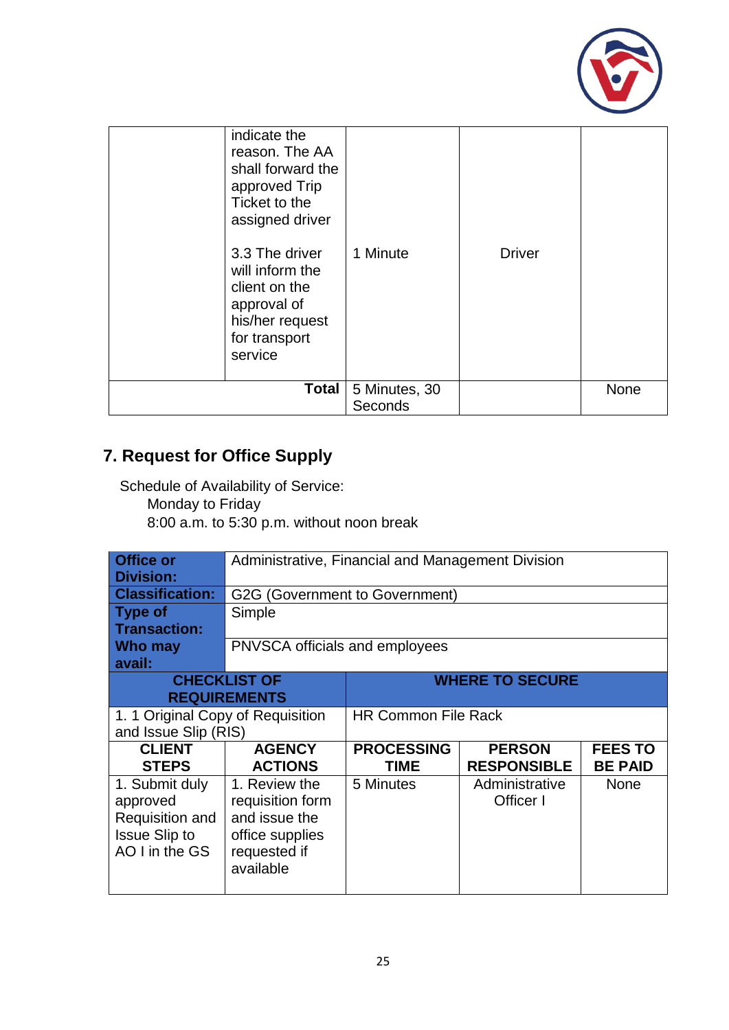| | | | | |
|---|---|---|---|---|
| | indicate the reason. The AA shall forward the approved Trip Ticket to the assigned driver<br><br>3.3 The driver will inform the client on the approval of his/her request for transport service | 1 Minute | Driver | |
| | **Total** | 5 Minutes, 30 Seconds | | None |

## 7. Request for Office Supply

Schedule of Availability of Service:
Monday to Friday
8:00 a.m. to 5:30 p.m. without noon break

| **Office or Division:** | Administrative, Financial and Management Division | | | |
|---|---|---|---|---|
| **Classification:** | G2G (Government to Government) | | | |
| **Type of Transaction:** | Simple | | | |
| **Who may avail:** | PNVSCA officials and employees | | | |
| **CHECKLIST OF REQUIREMENTS** | | **WHERE TO SECURE** | | |
| 1. 1 Original Copy of Requisition and Issue Slip (RIS) | | HR Common File Rack | | |
| **CLIENT STEPS** | **AGENCY ACTIONS** | **PROCESSING TIME** | **PERSON RESPONSIBLE** | **FEES TO BE PAID** |
| 1. Submit duly approved Requisition and Issue Slip to AO I in the GS | 1. Review the requisition form and issue the office supplies requested if available | 5 Minutes | Administrative Officer I | None |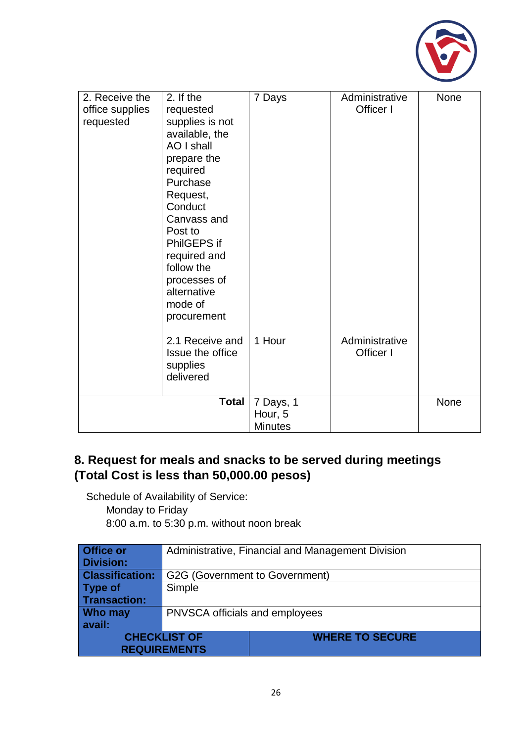| | | | | |
|---|---|---|---|---|
| 2. Receive the office supplies requested | 2. If the requested supplies is not available, the AO I shall prepare the required Purchase Request, Conduct Canvass and Post to PhilGEPS if required and follow the processes of alternative mode of procurement | 7 Days | Administrative Officer I | None |
| | 2.1 Receive and Issue the office supplies delivered | 1 Hour | Administrative Officer I | |
| | **Total** | 7 Days, 1 Hour, 5 Minutes | | None |

## 8. Request for meals and snacks to be served during meetings (Total Cost is less than 50,000.00 pesos)

Schedule of Availability of Service:

Monday to Friday

8:00 a.m. to 5:30 p.m. without noon break

| **Office or Division:** | Administrative, Financial and Management Division | |
|---|---|---|
| **Classification:** | G2G (Government to Government) | |
| **Type of Transaction:** | Simple | |
| **Who may avail:** | PNVSCA officials and employees | |
| **CHECKLIST OF REQUIREMENTS** | | **WHERE TO SECURE** |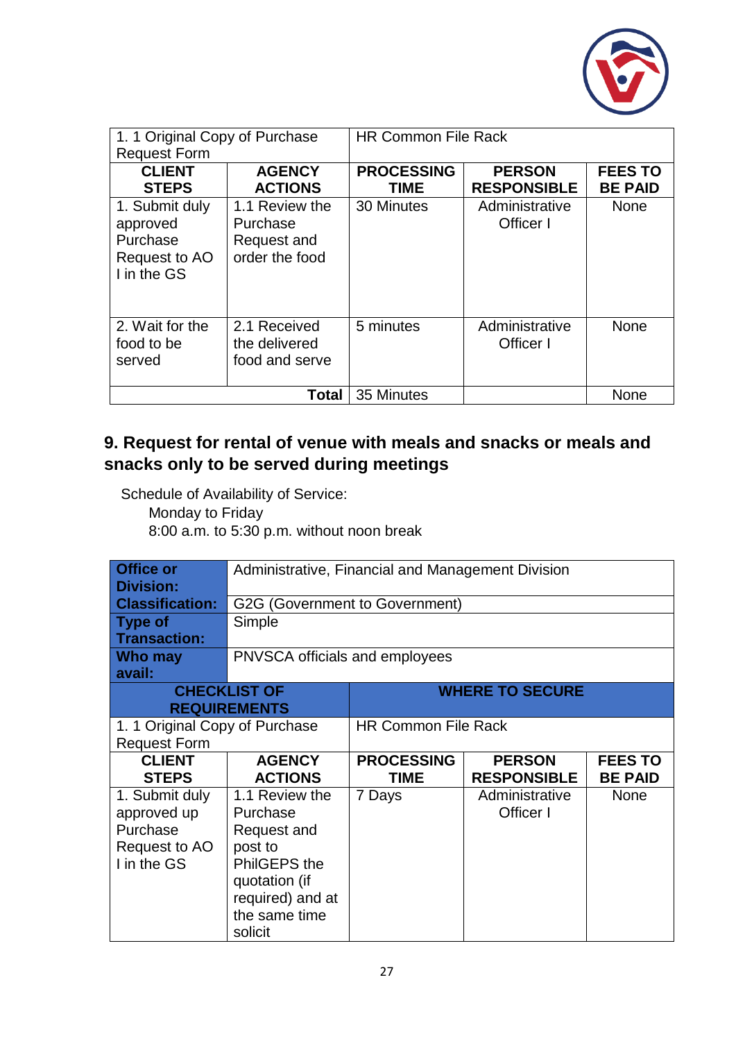| 1. 1 Original Copy of Purchase Request Form | | HR Common File Rack | | |
|---|---|---|---|---|
| **CLIENT STEPS** | **AGENCY ACTIONS** | **PROCESSING TIME** | **PERSON RESPONSIBLE** | **FEES TO BE PAID** |
| 1. Submit duly approved Purchase Request to AO I in the GS | 1.1 Review the Purchase Request and order the food | 30 Minutes | Administrative Officer I | None |
| 2. Wait for the food to be served | 2.1 Received the delivered food and serve | 5 minutes | Administrative Officer I | None |
| | **Total** | 35 Minutes | | None |

## 9. Request for rental of venue with meals and snacks or meals and snacks only to be served during meetings

Schedule of Availability of Service:
Monday to Friday
8:00 a.m. to 5:30 p.m. without noon break

| **Office or Division:** | Administrative, Financial and Management Division | | | |
|---|---|---|---|---|
| **Classification:** | G2G (Government to Government) | | | |
| **Type of Transaction:** | Simple | | | |
| **Who may avail:** | PNVSCA officials and employees | | | |
| **CHECKLIST OF REQUIREMENTS** | | **WHERE TO SECURE** | | |
| 1. 1 Original Copy of Purchase Request Form | | HR Common File Rack | | |
| **CLIENT STEPS** | **AGENCY ACTIONS** | **PROCESSING TIME** | **PERSON RESPONSIBLE** | **FEES TO BE PAID** |
| 1. Submit duly approved up Purchase Request to AO I in the GS | 1.1 Review the Purchase Request and post to PhilGEPS the quotation (if required) and at the same time solicit | 7 Days | Administrative Officer I | None |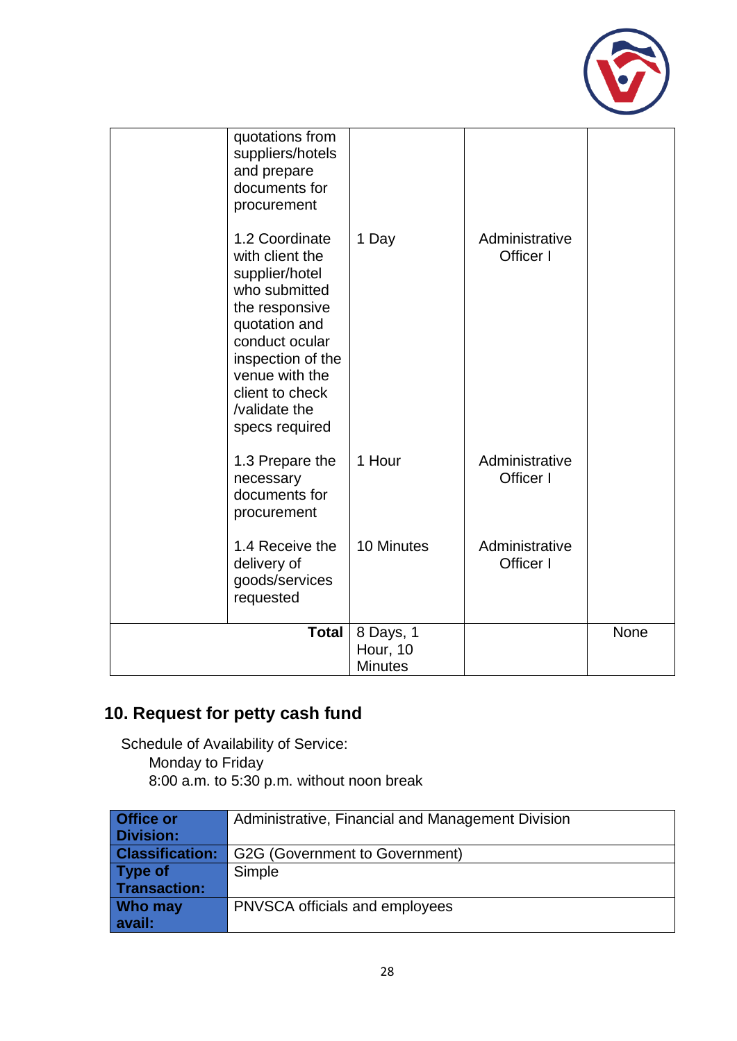| | | | | |
|---|---|---|---|---|
| | quotations from suppliers/hotels and prepare documents for procurement | | | |
| | 1.2 Coordinate with client the supplier/hotel who submitted the responsive quotation and conduct ocular inspection of the venue with the client to check /validate the specs required | 1 Day | Administrative Officer I | |
| | 1.3 Prepare the necessary documents for procurement | 1 Hour | Administrative Officer I | |
| | 1.4 Receive the delivery of goods/services requested | 10 Minutes | Administrative Officer I | |
| | **Total** | 8 Days, 1 Hour, 10 Minutes | | None |

## 10. Request for petty cash fund

Schedule of Availability of Service:
Monday to Friday
8:00 a.m. to 5:30 p.m. without noon break

| | |
|---|---|
| **Office or Division:** | Administrative, Financial and Management Division |
| **Classification:** | G2G (Government to Government) |
| **Type of Transaction:** | Simple |
| **Who may avail:** | PNVSCA officials and employees |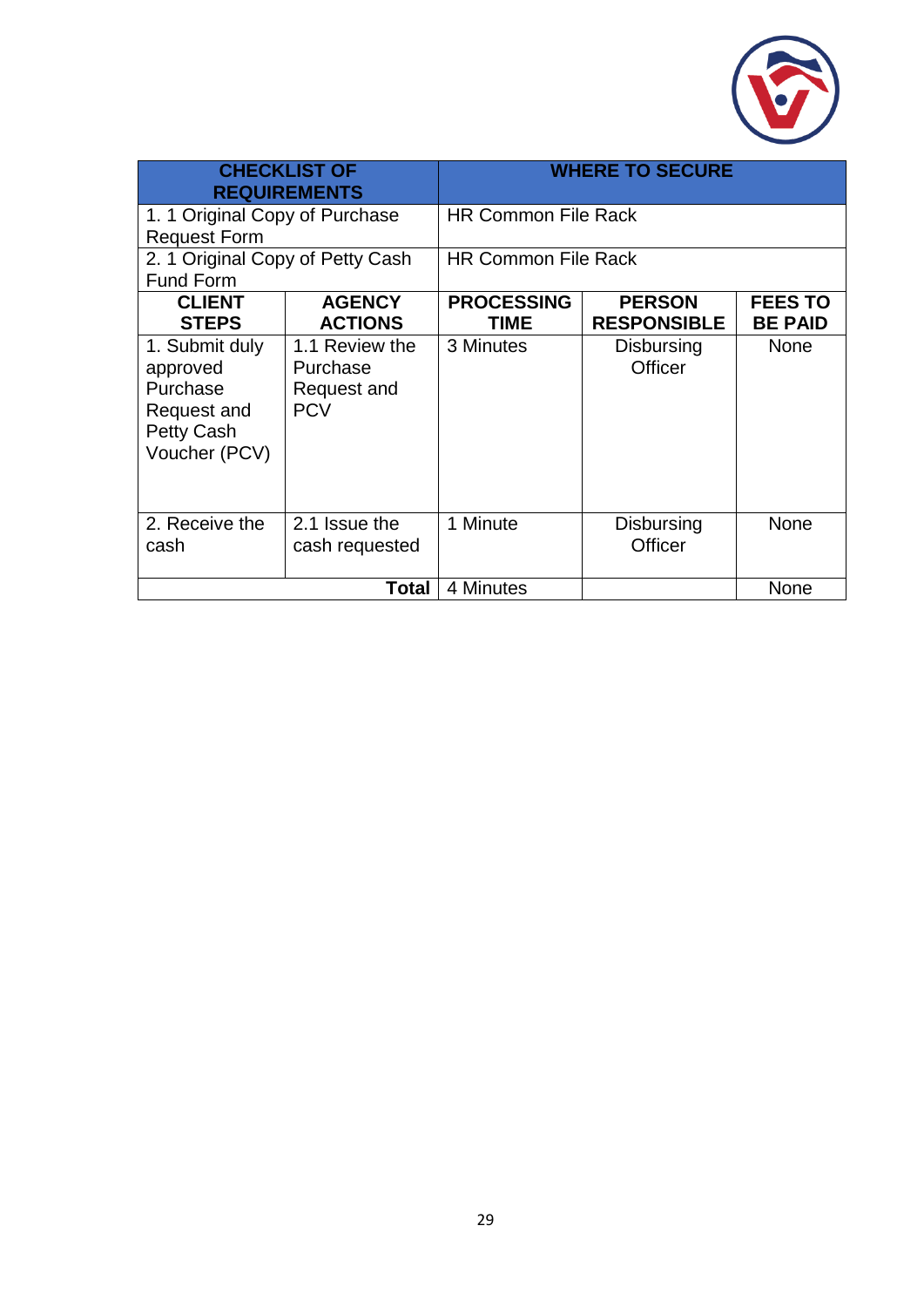| CHECKLIST OF REQUIREMENTS | | WHERE TO SECURE | | |
|---|---|---|---|---|
| 1. 1 Original Copy of Purchase Request Form | | HR Common File Rack | | |
| 2. 1 Original Copy of Petty Cash Fund Form | | HR Common File Rack | | |
| **CLIENT STEPS** | **AGENCY ACTIONS** | **PROCESSING TIME** | **PERSON RESPONSIBLE** | **FEES TO BE PAID** |
| 1. Submit duly approved Purchase Request and Petty Cash Voucher (PCV) | 1.1 Review the Purchase Request and PCV | 3 Minutes | Disbursing Officer | None |
| 2. Receive the cash | 2.1 Issue the cash requested | 1 Minute | Disbursing Officer | None |
| | **Total** | 4 Minutes | | None |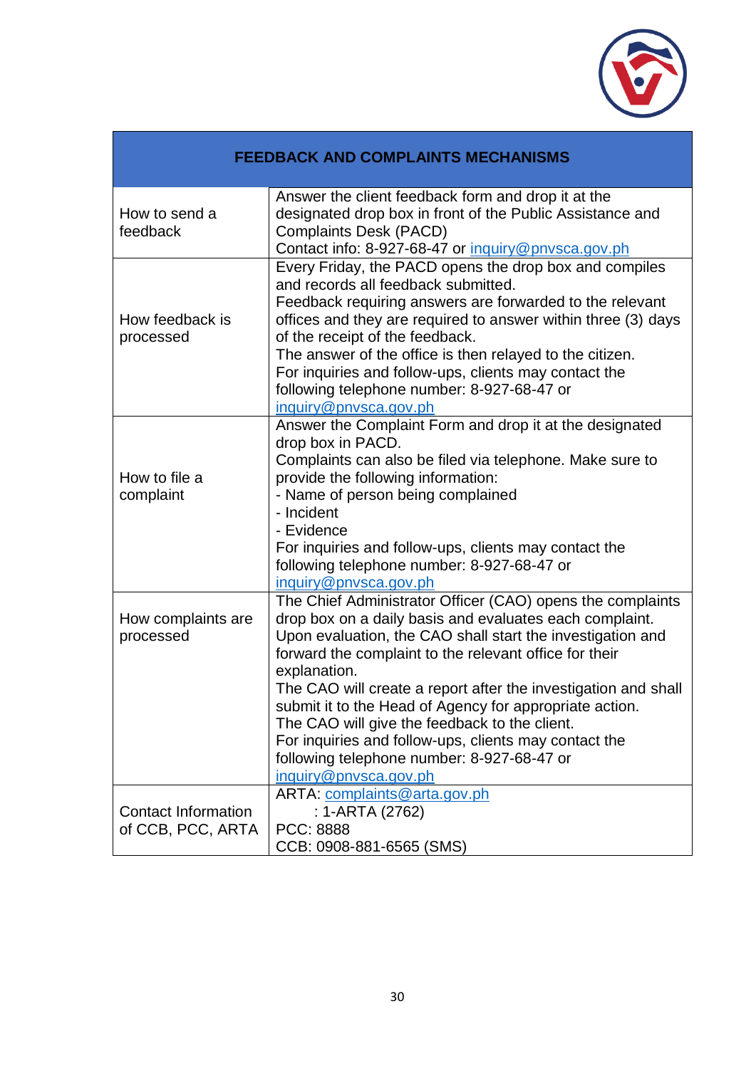| FEEDBACK AND COMPLAINTS MECHANISMS | |
|---|---|
| How to send a feedback | Answer the client feedback form and drop it at the designated drop box in front of the Public Assistance and Complaints Desk (PACD)<br>Contact info: 8-927-68-47 or inquiry@pnvsca.gov.ph |
| How feedback is processed | Every Friday, the PACD opens the drop box and compiles and records all feedback submitted.<br>Feedback requiring answers are forwarded to the relevant offices and they are required to answer within three (3) days of the receipt of the feedback.<br>The answer of the office is then relayed to the citizen.<br>For inquiries and follow-ups, clients may contact the following telephone number: 8-927-68-47 or inquiry@pnvsca.gov.ph |
| How to file a complaint | Answer the Complaint Form and drop it at the designated drop box in PACD.<br>Complaints can also be filed via telephone. Make sure to provide the following information:<br>- Name of person being complained<br>- Incident<br>- Evidence<br>For inquiries and follow-ups, clients may contact the following telephone number: 8-927-68-47 or inquiry@pnvsca.gov.ph |
| How complaints are processed | The Chief Administrator Officer (CAO) opens the complaints drop box on a daily basis and evaluates each complaint.<br>Upon evaluation, the CAO shall start the investigation and forward the complaint to the relevant office for their explanation.<br>The CAO will create a report after the investigation and shall submit it to the Head of Agency for appropriate action.<br>The CAO will give the feedback to the client.<br>For inquiries and follow-ups, clients may contact the following telephone number: 8-927-68-47 or inquiry@pnvsca.gov.ph |
| Contact Information of CCB, PCC, ARTA | ARTA: complaints@arta.gov.ph<br>: 1-ARTA (2762)<br>PCC: 8888<br>CCB: 0908-881-6565 (SMS) |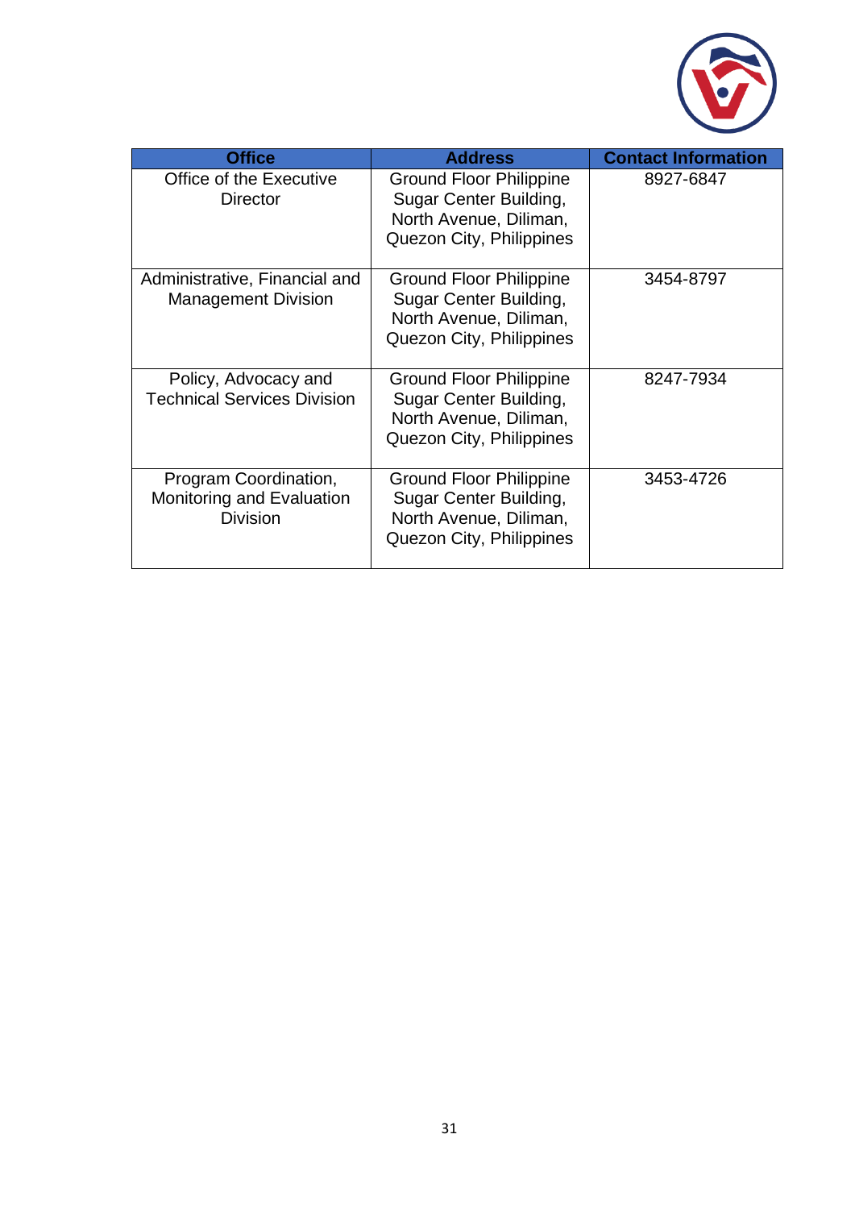| Office | Address | Contact Information |
| --- | --- | --- |
| Office of the Executive Director | Ground Floor Philippine Sugar Center Building, North Avenue, Diliman, Quezon City, Philippines | 8927-6847 |
| Administrative, Financial and Management Division | Ground Floor Philippine Sugar Center Building, North Avenue, Diliman, Quezon City, Philippines | 3454-8797 |
| Policy, Advocacy and Technical Services Division | Ground Floor Philippine Sugar Center Building, North Avenue, Diliman, Quezon City, Philippines | 8247-7934 |
| Program Coordination, Monitoring and Evaluation Division | Ground Floor Philippine Sugar Center Building, North Avenue, Diliman, Quezon City, Philippines | 3453-4726 |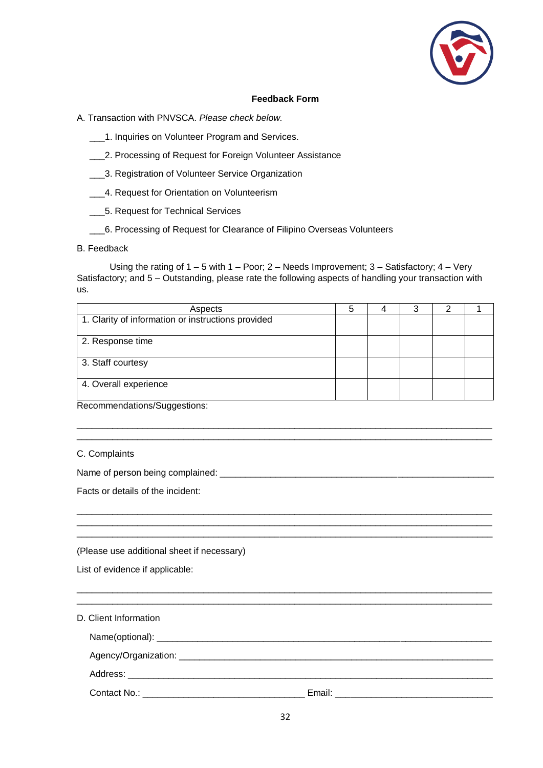## Feedback Form

A. Transaction with PNVSCA. *Please check below.*

___1. Inquiries on Volunteer Program and Services.

___2. Processing of Request for Foreign Volunteer Assistance

___3. Registration of Volunteer Service Organization

___4. Request for Orientation on Volunteerism

___5. Request for Technical Services

___6. Processing of Request for Clearance of Filipino Overseas Volunteers

B. Feedback

Using the rating of 1 – 5 with 1 – Poor; 2 – Needs Improvement; 3 – Satisfactory; 4 – Very Satisfactory; and 5 – Outstanding, please rate the following aspects of handling your transaction with us.

| Aspects | 5 | 4 | 3 | 2 | 1 |
|---|---|---|---|---|---|
| 1. Clarity of information or instructions provided | | | | | |
| 2. Response time | | | | | |
| 3. Staff courtesy | | | | | |
| 4. Overall experience | | | | | |

Recommendations/Suggestions:

_____________________________________________________________________________
_____________________________________________________________________________

C. Complaints

Name of person being complained: ________________________________________________

Facts or details of the incident:

_____________________________________________________________________________
_____________________________________________________________________________
_____________________________________________________________________________

(Please use additional sheet if necessary)

List of evidence if applicable:

_____________________________________________________________________________
_____________________________________________________________________________

D. Client Information

Name(optional): _______________________________________________________________

Agency/Organization: ___________________________________________________________

Address: _____________________________________________________________________

Contact No.: ____________________________ Email: ____________________________